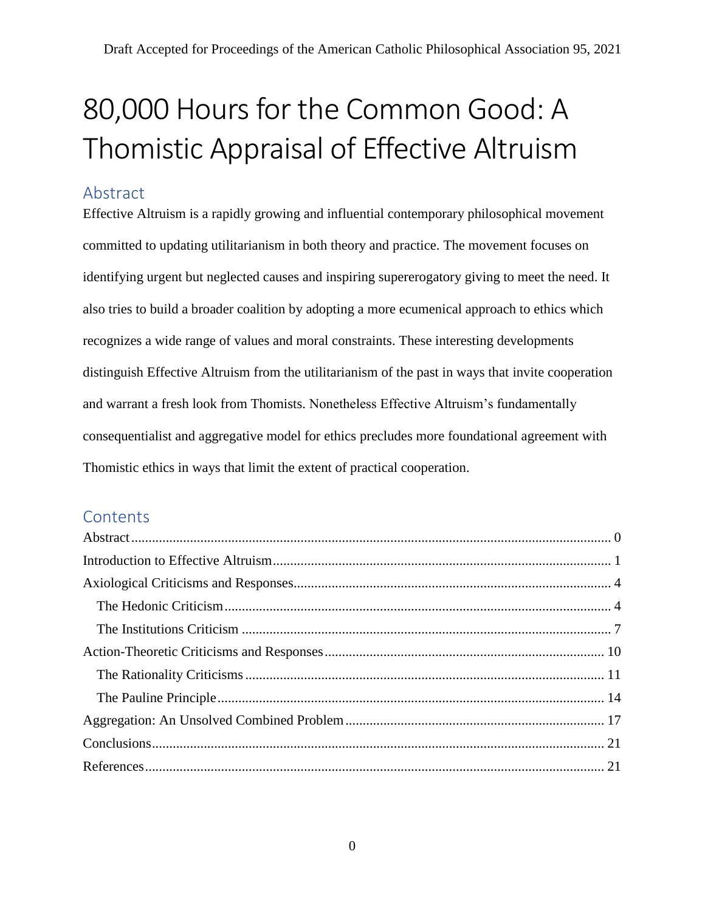Draft Accepted for Proceedings of the American Catholic Philosophical Association 95, 2021

# 80,000 Hours for the Common Good: A Thomistic Appraisal of Effective Altruism

## Abstract

Effective Altruism is a rapidly growing and influential contemporary philosophical movement committed to updating utilitarianism in both theory and practice. The movement focuses on identifying urgent but neglected causes and inspiring supererogatory giving to meet the need. It also tries to build a broader coalition by adopting a more ecumenical approach to ethics which recognizes a wide range of values and moral constraints. These interesting developments distinguish Effective Altruism from the utilitarianism of the past in ways that invite cooperation and warrant a fresh look from Thomists. Nonetheless Effective Altruism's fundamentally consequentialist and aggregative model for ethics precludes more foundational agreement with Thomistic ethics in ways that limit the extent of practical cooperation.

## Contents

- Abstract ... 0
- Introduction to Effective Altruism ... 1
- Axiological Criticisms and Responses ... 4
  - The Hedonic Criticism ... 4
  - The Institutions Criticism ... 7
- Action-Theoretic Criticisms and Responses ... 10
  - The Rationality Criticisms ... 11
  - The Pauline Principle ... 14
- Aggregation: An Unsolved Combined Problem ... 17
- Conclusions ... 21
- References ... 21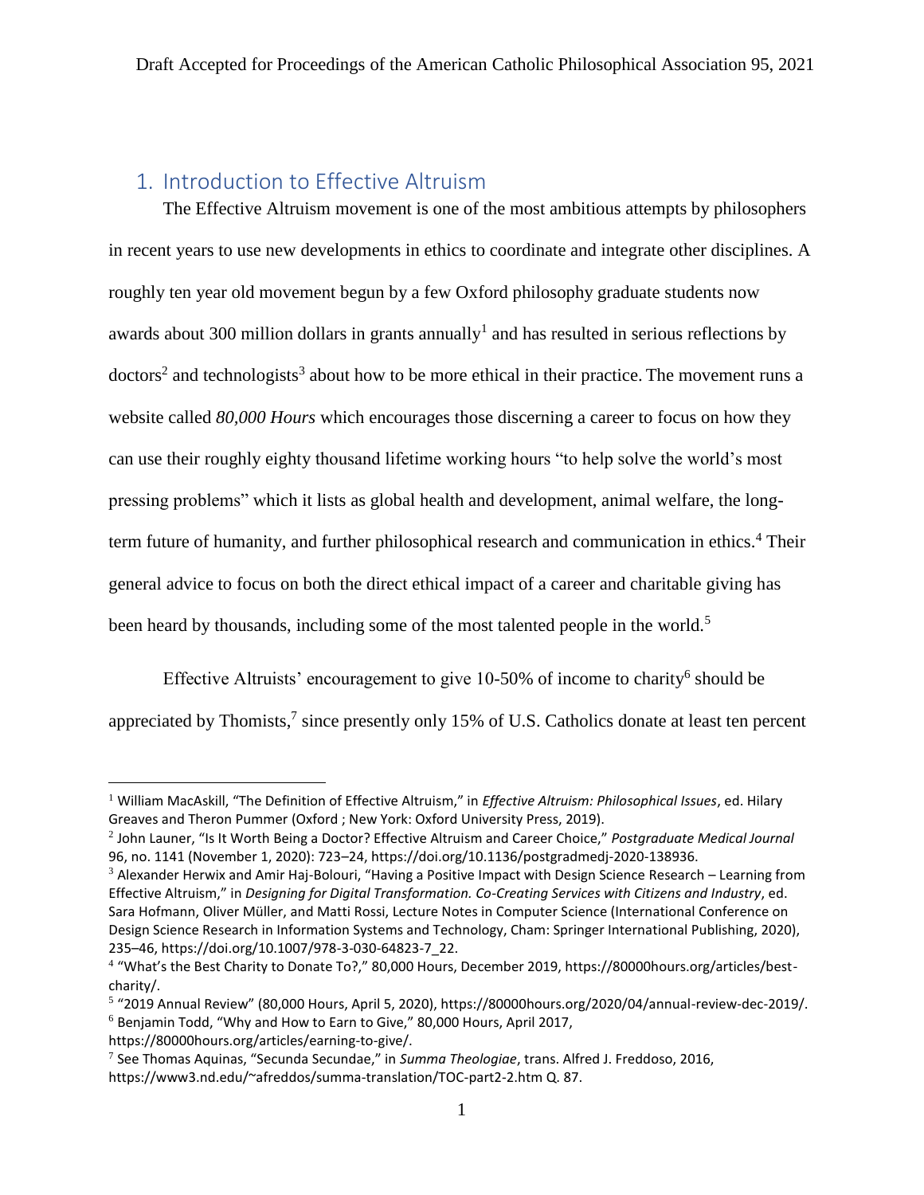## 1. Introduction to Effective Altruism

The Effective Altruism movement is one of the most ambitious attempts by philosophers in recent years to use new developments in ethics to coordinate and integrate other disciplines. A roughly ten year old movement begun by a few Oxford philosophy graduate students now awards about 300 million dollars in grants annually[1] and has resulted in serious reflections by doctors[2] and technologists[3] about how to be more ethical in their practice. The movement runs a website called *80,000 Hours* which encourages those discerning a career to focus on how they can use their roughly eighty thousand lifetime working hours "to help solve the world's most pressing problems" which it lists as global health and development, animal welfare, the long-term future of humanity, and further philosophical research and communication in ethics.[4] Their general advice to focus on both the direct ethical impact of a career and charitable giving has been heard by thousands, including some of the most talented people in the world.[5]

Effective Altruists' encouragement to give 10-50% of income to charity[6] should be appreciated by Thomists,[7] since presently only 15% of U.S. Catholics donate at least ten percent

---

[1] William MacAskill, "The Definition of Effective Altruism," in *Effective Altruism: Philosophical Issues*, ed. Hilary Greaves and Theron Pummer (Oxford ; New York: Oxford University Press, 2019).

[2] John Launer, "Is It Worth Being a Doctor? Effective Altruism and Career Choice," *Postgraduate Medical Journal* 96, no. 1141 (November 1, 2020): 723–24, https://doi.org/10.1136/postgradmedj-2020-138936.

[3] Alexander Herwix and Amir Haj-Bolouri, "Having a Positive Impact with Design Science Research – Learning from Effective Altruism," in *Designing for Digital Transformation. Co-Creating Services with Citizens and Industry*, ed. Sara Hofmann, Oliver Müller, and Matti Rossi, Lecture Notes in Computer Science (International Conference on Design Science Research in Information Systems and Technology, Cham: Springer International Publishing, 2020), 235–46, https://doi.org/10.1007/978-3-030-64823-7_22.

[4] "What's the Best Charity to Donate To?," 80,000 Hours, December 2019, https://80000hours.org/articles/best-charity/.

[5] "2019 Annual Review" (80,000 Hours, April 5, 2020), https://80000hours.org/2020/04/annual-review-dec-2019/.

[6] Benjamin Todd, "Why and How to Earn to Give," 80,000 Hours, April 2017, https://80000hours.org/articles/earning-to-give/.

[7] See Thomas Aquinas, "Secunda Secundae," in *Summa Theologiae*, trans. Alfred J. Freddoso, 2016, https://www3.nd.edu/~afreddos/summa-translation/TOC-part2-2.htm Q. 87.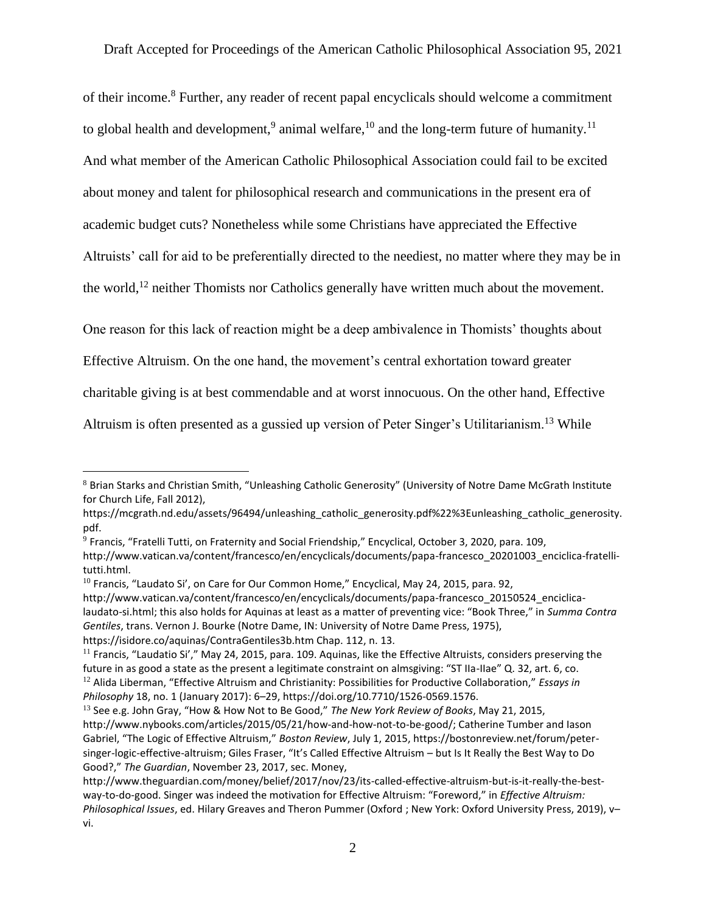of their income.[8] Further, any reader of recent papal encyclicals should welcome a commitment to global health and development,[9] animal welfare,[10] and the long-term future of humanity.[11] And what member of the American Catholic Philosophical Association could fail to be excited about money and talent for philosophical research and communications in the present era of academic budget cuts? Nonetheless while some Christians have appreciated the Effective Altruists' call for aid to be preferentially directed to the neediest, no matter where they may be in the world,[12] neither Thomists nor Catholics generally have written much about the movement.

One reason for this lack of reaction might be a deep ambivalence in Thomists' thoughts about Effective Altruism. On the one hand, the movement's central exhortation toward greater charitable giving is at best commendable and at worst innocuous. On the other hand, Effective Altruism is often presented as a gussied up version of Peter Singer's Utilitarianism.[13] While

---

[8] Brian Starks and Christian Smith, "Unleashing Catholic Generosity" (University of Notre Dame McGrath Institute for Church Life, Fall 2012), https://mcgrath.nd.edu/assets/96494/unleashing_catholic_generosity.pdf%22%3Eunleashing_catholic_generosity.pdf.

[9] Francis, "Fratelli Tutti, on Fraternity and Social Friendship," Encyclical, October 3, 2020, para. 109, http://www.vatican.va/content/francesco/en/encyclicals/documents/papa-francesco_20201003_enciclica-fratelli-tutti.html.

[10] Francis, "Laudato Si', on Care for Our Common Home," Encyclical, May 24, 2015, para. 92, http://www.vatican.va/content/francesco/en/encyclicals/documents/papa-francesco_20150524_enciclica-laudato-si.html; this also holds for Aquinas at least as a matter of preventing vice: "Book Three," in *Summa Contra Gentiles*, trans. Vernon J. Bourke (Notre Dame, IN: University of Notre Dame Press, 1975), https://isidore.co/aquinas/ContraGentiles3b.htm Chap. 112, n. 13.

[11] Francis, "Laudatio Si'," May 24, 2015, para. 109. Aquinas, like the Effective Altruists, considers preserving the future in as good a state as the present a legitimate constraint on almsgiving: "ST IIa-IIae" Q. 32, art. 6, co.

[12] Alida Liberman, "Effective Altruism and Christianity: Possibilities for Productive Collaboration," *Essays in Philosophy* 18, no. 1 (January 2017): 6–29, https://doi.org/10.7710/1526-0569.1576.

[13] See e.g. John Gray, "How & How Not to Be Good," *The New York Review of Books*, May 21, 2015, http://www.nybooks.com/articles/2015/05/21/how-and-how-not-to-be-good/; Catherine Tumber and Iason Gabriel, "The Logic of Effective Altruism," *Boston Review*, July 1, 2015, https://bostonreview.net/forum/peter-singer-logic-effective-altruism; Giles Fraser, "It's Called Effective Altruism – but Is It Really the Best Way to Do Good?," *The Guardian*, November 23, 2017, sec. Money, http://www.theguardian.com/money/belief/2017/nov/23/its-called-effective-altruism-but-is-it-really-the-best-way-to-do-good. Singer was indeed the motivation for Effective Altruism: "Foreword," in *Effective Altruism: Philosophical Issues*, ed. Hilary Greaves and Theron Pummer (Oxford ; New York: Oxford University Press, 2019), v–vi.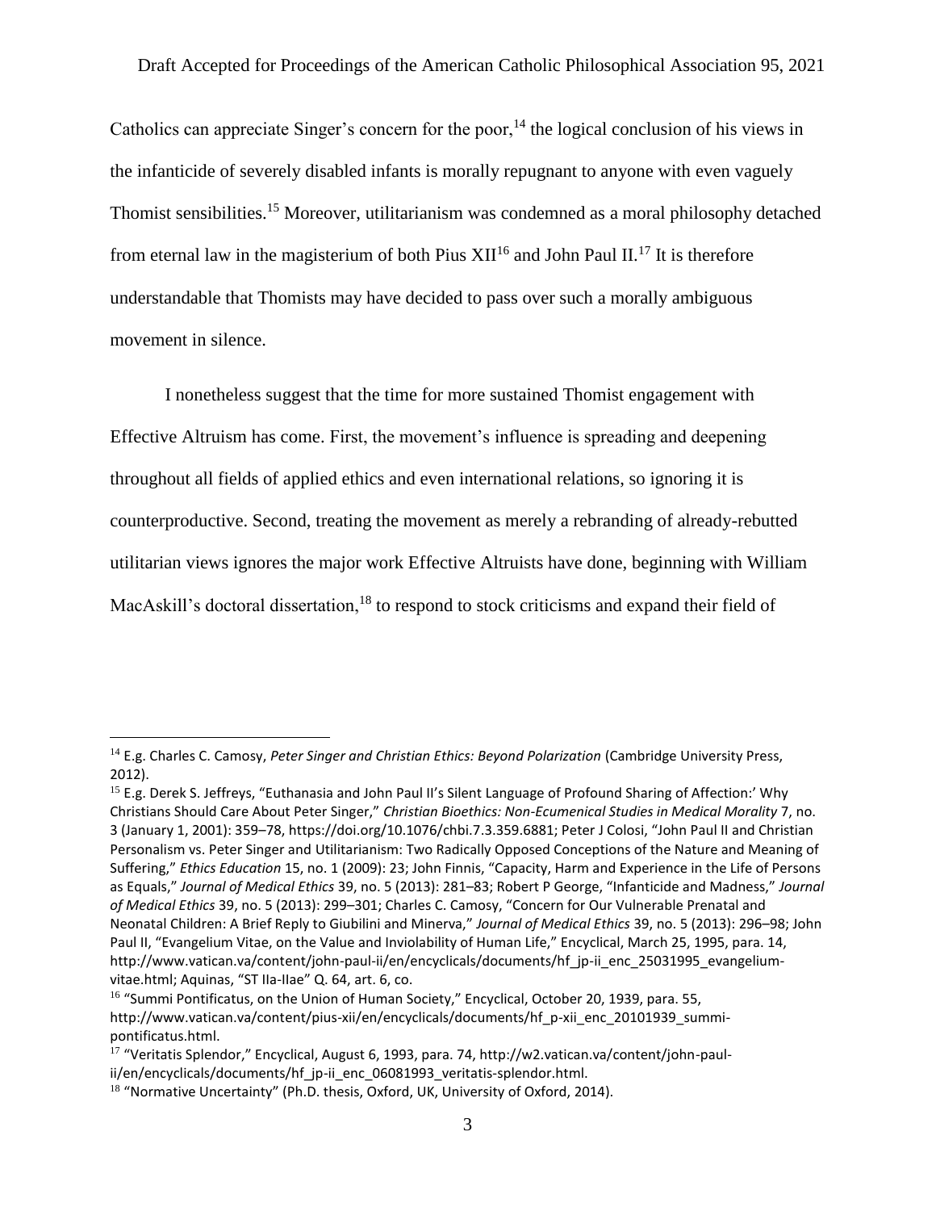Catholics can appreciate Singer's concern for the poor,[14] the logical conclusion of his views in the infanticide of severely disabled infants is morally repugnant to anyone with even vaguely Thomist sensibilities.[15] Moreover, utilitarianism was condemned as a moral philosophy detached from eternal law in the magisterium of both Pius XII[16] and John Paul II.[17] It is therefore understandable that Thomists may have decided to pass over such a morally ambiguous movement in silence.

I nonetheless suggest that the time for more sustained Thomist engagement with Effective Altruism has come. First, the movement's influence is spreading and deepening throughout all fields of applied ethics and even international relations, so ignoring it is counterproductive. Second, treating the movement as merely a rebranding of already-rebutted utilitarian views ignores the major work Effective Altruists have done, beginning with William MacAskill's doctoral dissertation,[18] to respond to stock criticisms and expand their field of

---

[14] E.g. Charles C. Camosy, *Peter Singer and Christian Ethics: Beyond Polarization* (Cambridge University Press, 2012).

[15] E.g. Derek S. Jeffreys, "Euthanasia and John Paul II's Silent Language of Profound Sharing of Affection:' Why Christians Should Care About Peter Singer," *Christian Bioethics: Non-Ecumenical Studies in Medical Morality* 7, no. 3 (January 1, 2001): 359–78, https://doi.org/10.1076/chbi.7.3.359.6881; Peter J Colosi, "John Paul II and Christian Personalism vs. Peter Singer and Utilitarianism: Two Radically Opposed Conceptions of the Nature and Meaning of Suffering," *Ethics Education* 15, no. 1 (2009): 23; John Finnis, "Capacity, Harm and Experience in the Life of Persons as Equals," *Journal of Medical Ethics* 39, no. 5 (2013): 281–83; Robert P George, "Infanticide and Madness," *Journal of Medical Ethics* 39, no. 5 (2013): 299–301; Charles C. Camosy, "Concern for Our Vulnerable Prenatal and Neonatal Children: A Brief Reply to Giubilini and Minerva," *Journal of Medical Ethics* 39, no. 5 (2013): 296–98; John Paul II, "Evangelium Vitae, on the Value and Inviolability of Human Life," Encyclical, March 25, 1995, para. 14, http://www.vatican.va/content/john-paul-ii/en/encyclicals/documents/hf_jp-ii_enc_25031995_evangelium-vitae.html; Aquinas, "ST IIa-IIae" Q. 64, art. 6, co.

[16] "Summi Pontificatus, on the Union of Human Society," Encyclical, October 20, 1939, para. 55, http://www.vatican.va/content/pius-xii/en/encyclicals/documents/hf_p-xii_enc_20101939_summi-pontificatus.html.

[17] "Veritatis Splendor," Encyclical, August 6, 1993, para. 74, http://w2.vatican.va/content/john-paul-ii/en/encyclicals/documents/hf_jp-ii_enc_06081993_veritatis-splendor.html.

[18] "Normative Uncertainty" (Ph.D. thesis, Oxford, UK, University of Oxford, 2014).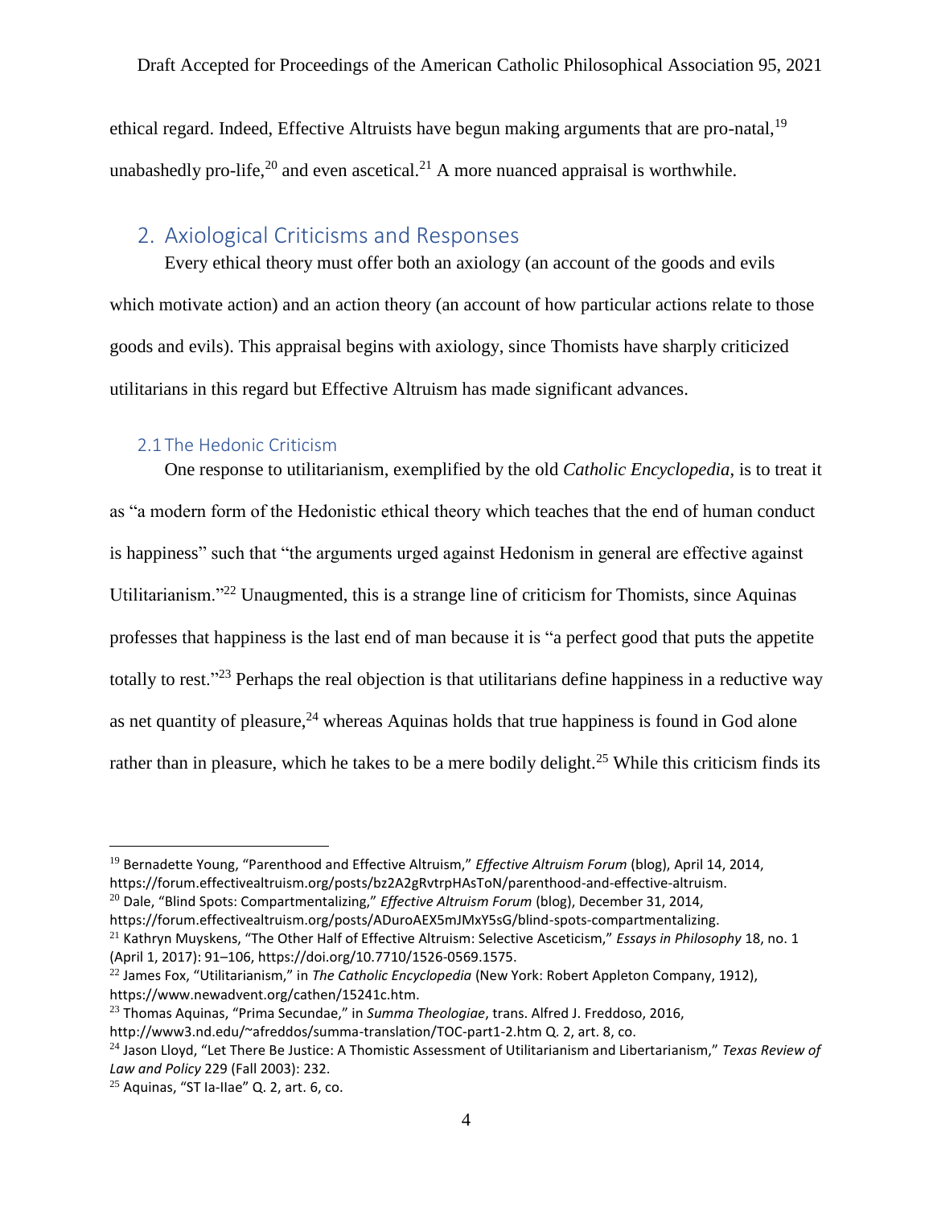ethical regard. Indeed, Effective Altruists have begun making arguments that are pro-natal,[19] unabashedly pro-life,[20] and even ascetical.[21] A more nuanced appraisal is worthwhile.

## 2. Axiological Criticisms and Responses

Every ethical theory must offer both an axiology (an account of the goods and evils which motivate action) and an action theory (an account of how particular actions relate to those goods and evils). This appraisal begins with axiology, since Thomists have sharply criticized utilitarians in this regard but Effective Altruism has made significant advances.

### 2.1 The Hedonic Criticism

One response to utilitarianism, exemplified by the old *Catholic Encyclopedia*, is to treat it as "a modern form of the Hedonistic ethical theory which teaches that the end of human conduct is happiness" such that "the arguments urged against Hedonism in general are effective against Utilitarianism."[22] Unaugmented, this is a strange line of criticism for Thomists, since Aquinas professes that happiness is the last end of man because it is "a perfect good that puts the appetite totally to rest."[23] Perhaps the real objection is that utilitarians define happiness in a reductive way as net quantity of pleasure,[24] whereas Aquinas holds that true happiness is found in God alone rather than in pleasure, which he takes to be a mere bodily delight.[25] While this criticism finds its

---

[19] Bernadette Young, "Parenthood and Effective Altruism," *Effective Altruism Forum* (blog), April 14, 2014, https://forum.effectivealtruism.org/posts/bz2A2gRvtrpHAsToN/parenthood-and-effective-altruism.

[20] Dale, "Blind Spots: Compartmentalizing," *Effective Altruism Forum* (blog), December 31, 2014, https://forum.effectivealtruism.org/posts/ADuroAEX5mJMxY5sG/blind-spots-compartmentalizing.

[21] Kathryn Muyskens, "The Other Half of Effective Altruism: Selective Asceticism," *Essays in Philosophy* 18, no. 1 (April 1, 2017): 91–106, https://doi.org/10.7710/1526-0569.1575.

[22] James Fox, "Utilitarianism," in *The Catholic Encyclopedia* (New York: Robert Appleton Company, 1912), https://www.newadvent.org/cathen/15241c.htm.

[23] Thomas Aquinas, "Prima Secundae," in *Summa Theologiae*, trans. Alfred J. Freddoso, 2016, http://www3.nd.edu/~afreddos/summa-translation/TOC-part1-2.htm Q. 2, art. 8, co.

[24] Jason Lloyd, "Let There Be Justice: A Thomistic Assessment of Utilitarianism and Libertarianism," *Texas Review of Law and Policy* 229 (Fall 2003): 232.

[25] Aquinas, "ST Ia-IIae" Q. 2, art. 6, co.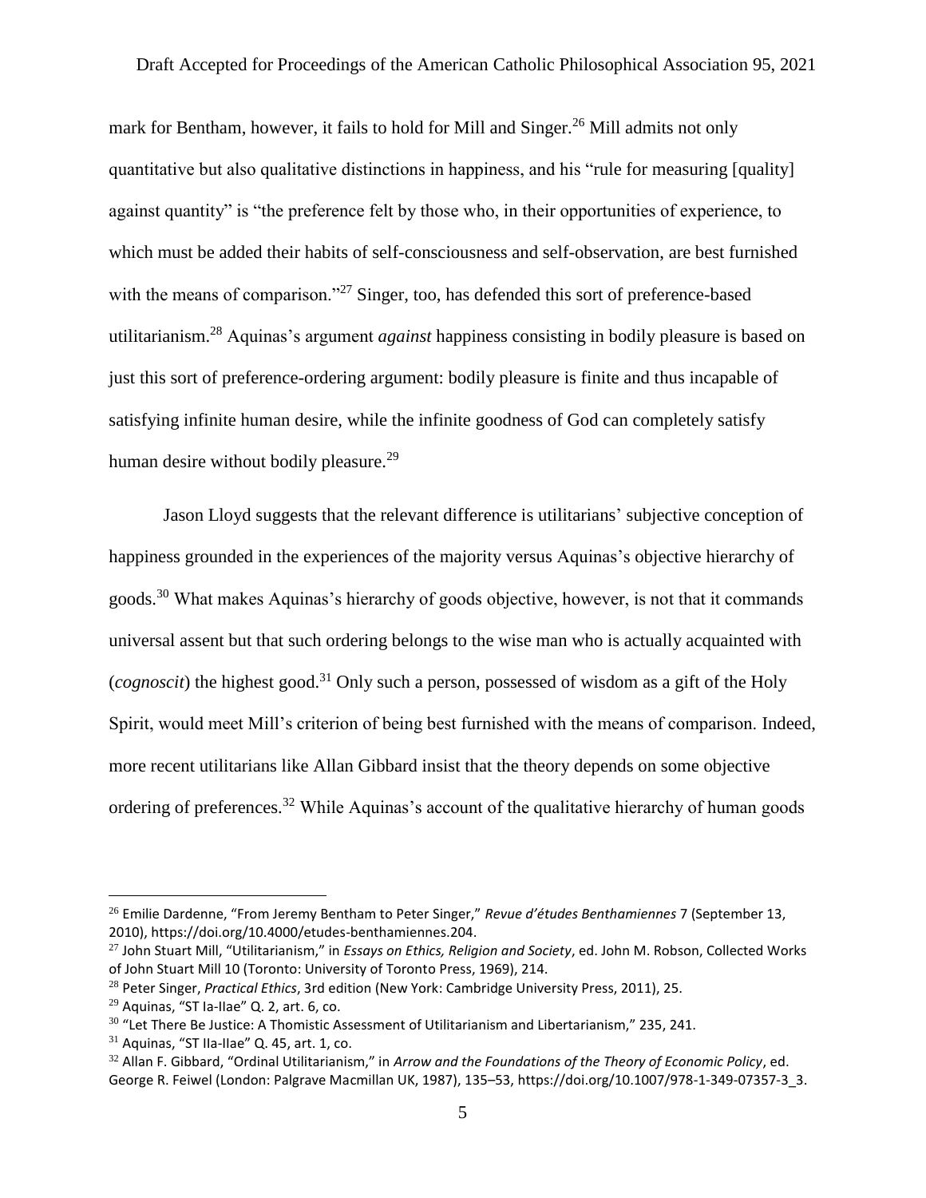mark for Bentham, however, it fails to hold for Mill and Singer.[26] Mill admits not only quantitative but also qualitative distinctions in happiness, and his "rule for measuring [quality] against quantity" is "the preference felt by those who, in their opportunities of experience, to which must be added their habits of self-consciousness and self-observation, are best furnished with the means of comparison."[27] Singer, too, has defended this sort of preference-based utilitarianism.[28] Aquinas's argument *against* happiness consisting in bodily pleasure is based on just this sort of preference-ordering argument: bodily pleasure is finite and thus incapable of satisfying infinite human desire, while the infinite goodness of God can completely satisfy human desire without bodily pleasure.[29]

Jason Lloyd suggests that the relevant difference is utilitarians' subjective conception of happiness grounded in the experiences of the majority versus Aquinas's objective hierarchy of goods.[30] What makes Aquinas's hierarchy of goods objective, however, is not that it commands universal assent but that such ordering belongs to the wise man who is actually acquainted with (*cognoscit*) the highest good.[31] Only such a person, possessed of wisdom as a gift of the Holy Spirit, would meet Mill's criterion of being best furnished with the means of comparison. Indeed, more recent utilitarians like Allan Gibbard insist that the theory depends on some objective ordering of preferences.[32] While Aquinas's account of the qualitative hierarchy of human goods

---

[26] Emilie Dardenne, "From Jeremy Bentham to Peter Singer," *Revue d'études Benthamiennes* 7 (September 13, 2010), https://doi.org/10.4000/etudes-benthamiennes.204.

[27] John Stuart Mill, "Utilitarianism," in *Essays on Ethics, Religion and Society*, ed. John M. Robson, Collected Works of John Stuart Mill 10 (Toronto: University of Toronto Press, 1969), 214.

[28] Peter Singer, *Practical Ethics*, 3rd edition (New York: Cambridge University Press, 2011), 25.

[29] Aquinas, "ST Ia-IIae" Q. 2, art. 6, co.

[30] "Let There Be Justice: A Thomistic Assessment of Utilitarianism and Libertarianism," 235, 241.

[31] Aquinas, "ST IIa-IIae" Q. 45, art. 1, co.

[32] Allan F. Gibbard, "Ordinal Utilitarianism," in *Arrow and the Foundations of the Theory of Economic Policy*, ed. George R. Feiwel (London: Palgrave Macmillan UK, 1987), 135–53, https://doi.org/10.1007/978-1-349-07357-3_3.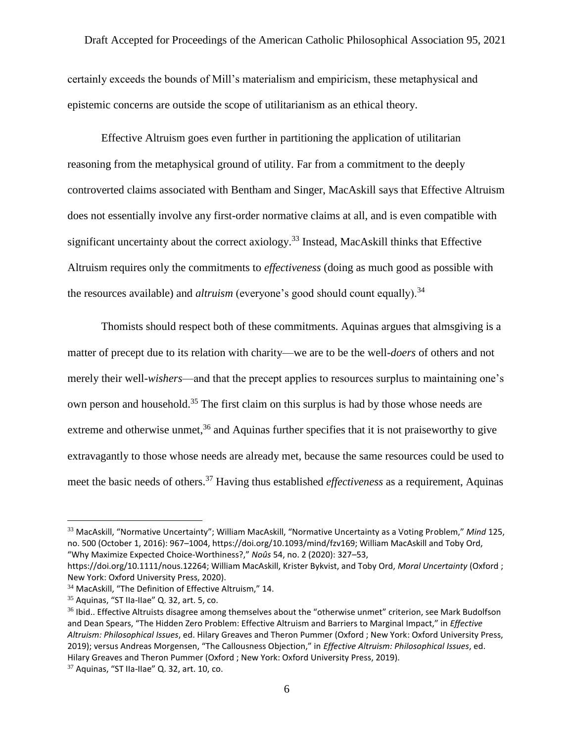certainly exceeds the bounds of Mill's materialism and empiricism, these metaphysical and epistemic concerns are outside the scope of utilitarianism as an ethical theory.

Effective Altruism goes even further in partitioning the application of utilitarian reasoning from the metaphysical ground of utility. Far from a commitment to the deeply controverted claims associated with Bentham and Singer, MacAskill says that Effective Altruism does not essentially involve any first-order normative claims at all, and is even compatible with significant uncertainty about the correct axiology.[33] Instead, MacAskill thinks that Effective Altruism requires only the commitments to *effectiveness* (doing as much good as possible with the resources available) and *altruism* (everyone's good should count equally).[34]

Thomists should respect both of these commitments. Aquinas argues that almsgiving is a matter of precept due to its relation with charity—we are to be the well-*doers* of others and not merely their well-*wishers*—and that the precept applies to resources surplus to maintaining one's own person and household.[35] The first claim on this surplus is had by those whose needs are extreme and otherwise unmet,[36] and Aquinas further specifies that it is not praiseworthy to give extravagantly to those whose needs are already met, because the same resources could be used to meet the basic needs of others.[37] Having thus established *effectiveness* as a requirement, Aquinas

---

[33] MacAskill, "Normative Uncertainty"; William MacAskill, "Normative Uncertainty as a Voting Problem," *Mind* 125, no. 500 (October 1, 2016): 967–1004, https://doi.org/10.1093/mind/fzv169; William MacAskill and Toby Ord, "Why Maximize Expected Choice-Worthiness?," *Noûs* 54, no. 2 (2020): 327–53, https://doi.org/10.1111/nous.12264; William MacAskill, Krister Bykvist, and Toby Ord, *Moral Uncertainty* (Oxford ; New York: Oxford University Press, 2020).

[34] MacAskill, "The Definition of Effective Altruism," 14.

[35] Aquinas, "ST IIa-IIae" Q. 32, art. 5, co.

[36] Ibid.. Effective Altruists disagree among themselves about the "otherwise unmet" criterion, see Mark Budolfson and Dean Spears, "The Hidden Zero Problem: Effective Altruism and Barriers to Marginal Impact," in *Effective Altruism: Philosophical Issues*, ed. Hilary Greaves and Theron Pummer (Oxford ; New York: Oxford University Press, 2019); versus Andreas Morgensen, "The Callousness Objection," in *Effective Altruism: Philosophical Issues*, ed. Hilary Greaves and Theron Pummer (Oxford ; New York: Oxford University Press, 2019).

[37] Aquinas, "ST IIa-IIae" Q. 32, art. 10, co.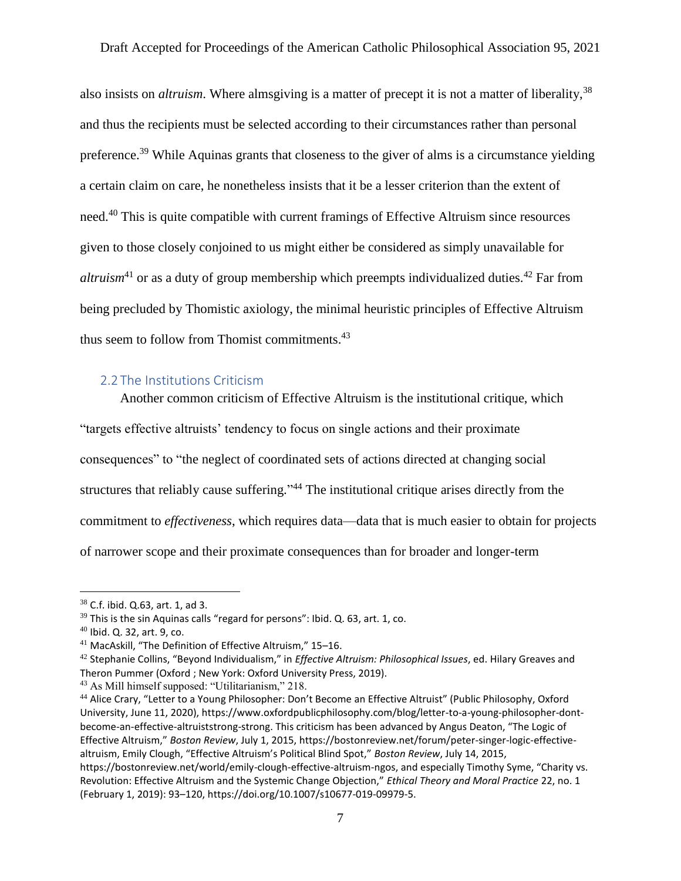also insists on *altruism*. Where almsgiving is a matter of precept it is not a matter of liberality,[38] and thus the recipients must be selected according to their circumstances rather than personal preference.[39] While Aquinas grants that closeness to the giver of alms is a circumstance yielding a certain claim on care, he nonetheless insists that it be a lesser criterion than the extent of need.[40] This is quite compatible with current framings of Effective Altruism since resources given to those closely conjoined to us might either be considered as simply unavailable for *altruism*[41] or as a duty of group membership which preempts individualized duties.[42] Far from being precluded by Thomistic axiology, the minimal heuristic principles of Effective Altruism thus seem to follow from Thomist commitments.[43]

## 2.2 The Institutions Criticism

Another common criticism of Effective Altruism is the institutional critique, which "targets effective altruists' tendency to focus on single actions and their proximate consequences" to "the neglect of coordinated sets of actions directed at changing social structures that reliably cause suffering."[44] The institutional critique arises directly from the commitment to *effectiveness*, which requires data—data that is much easier to obtain for projects of narrower scope and their proximate consequences than for broader and longer-term

---

[38] C.f. ibid. Q.63, art. 1, ad 3.

[39] This is the sin Aquinas calls "regard for persons": Ibid. Q. 63, art. 1, co.

[40] Ibid. Q. 32, art. 9, co.

[41] MacAskill, "The Definition of Effective Altruism," 15–16.

[42] Stephanie Collins, "Beyond Individualism," in *Effective Altruism: Philosophical Issues*, ed. Hilary Greaves and Theron Pummer (Oxford ; New York: Oxford University Press, 2019).

[43] As Mill himself supposed: "Utilitarianism," 218.

[44] Alice Crary, "Letter to a Young Philosopher: Don't Become an Effective Altruist" (Public Philosophy, Oxford University, June 11, 2020), https://www.oxfordpublicphilosophy.com/blog/letter-to-a-young-philosopher-dont-become-an-effective-altruiststrong-strong. This criticism has been advanced by Angus Deaton, "The Logic of Effective Altruism," *Boston Review*, July 1, 2015, https://bostonreview.net/forum/peter-singer-logic-effective-altruism, Emily Clough, "Effective Altruism's Political Blind Spot," *Boston Review*, July 14, 2015, https://bostonreview.net/world/emily-clough-effective-altruism-ngos, and especially Timothy Syme, "Charity vs. Revolution: Effective Altruism and the Systemic Change Objection," *Ethical Theory and Moral Practice* 22, no. 1 (February 1, 2019): 93–120, https://doi.org/10.1007/s10677-019-09979-5.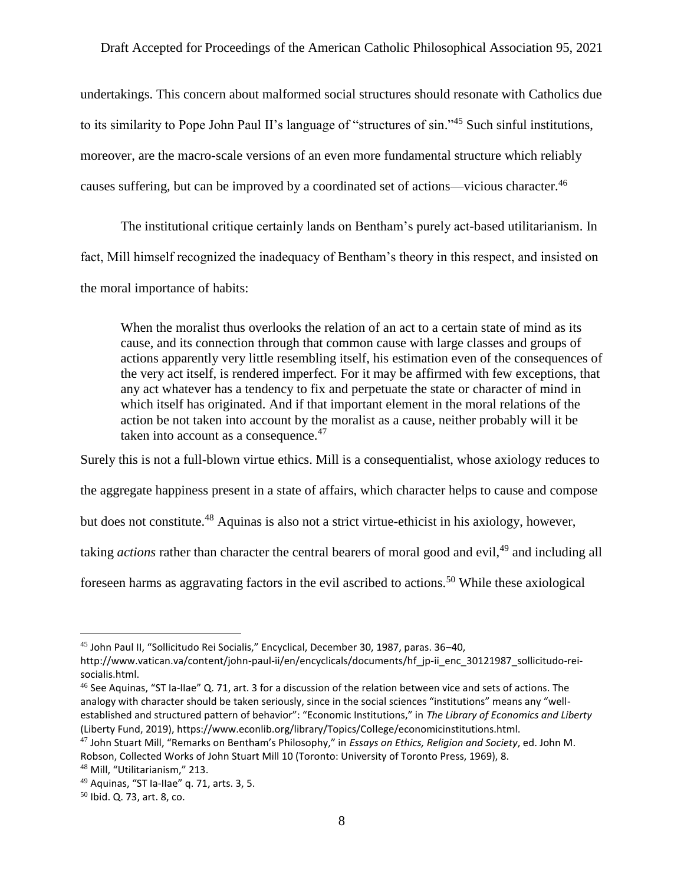undertakings. This concern about malformed social structures should resonate with Catholics due to its similarity to Pope John Paul II's language of "structures of sin."[45] Such sinful institutions, moreover, are the macro-scale versions of an even more fundamental structure which reliably causes suffering, but can be improved by a coordinated set of actions—vicious character.[46]

The institutional critique certainly lands on Bentham's purely act-based utilitarianism. In fact, Mill himself recognized the inadequacy of Bentham's theory in this respect, and insisted on the moral importance of habits:

> When the moralist thus overlooks the relation of an act to a certain state of mind as its cause, and its connection through that common cause with large classes and groups of actions apparently very little resembling itself, his estimation even of the consequences of the very act itself, is rendered imperfect. For it may be affirmed with few exceptions, that any act whatever has a tendency to fix and perpetuate the state or character of mind in which itself has originated. And if that important element in the moral relations of the action be not taken into account by the moralist as a cause, neither probably will it be taken into account as a consequence.[47]

Surely this is not a full-blown virtue ethics. Mill is a consequentialist, whose axiology reduces to the aggregate happiness present in a state of affairs, which character helps to cause and compose but does not constitute.[48] Aquinas is also not a strict virtue-ethicist in his axiology, however, taking *actions* rather than character the central bearers of moral good and evil,[49] and including all foreseen harms as aggravating factors in the evil ascribed to actions.[50] While these axiological

---

[45] John Paul II, "Sollicitudo Rei Socialis," Encyclical, December 30, 1987, paras. 36–40, http://www.vatican.va/content/john-paul-ii/en/encyclicals/documents/hf_jp-ii_enc_30121987_sollicitudo-rei-socialis.html.

[46] See Aquinas, "ST Ia-IIae" Q. 71, art. 3 for a discussion of the relation between vice and sets of actions. The analogy with character should be taken seriously, since in the social sciences "institutions" means any "well-established and structured pattern of behavior": "Economic Institutions," in *The Library of Economics and Liberty* (Liberty Fund, 2019), https://www.econlib.org/library/Topics/College/economicinstitutions.html.

[47] John Stuart Mill, "Remarks on Bentham's Philosophy," in *Essays on Ethics, Religion and Society*, ed. John M. Robson, Collected Works of John Stuart Mill 10 (Toronto: University of Toronto Press, 1969), 8.

[48] Mill, "Utilitarianism," 213.

[49] Aquinas, "ST Ia-IIae" q. 71, arts. 3, 5.

[50] Ibid. Q. 73, art. 8, co.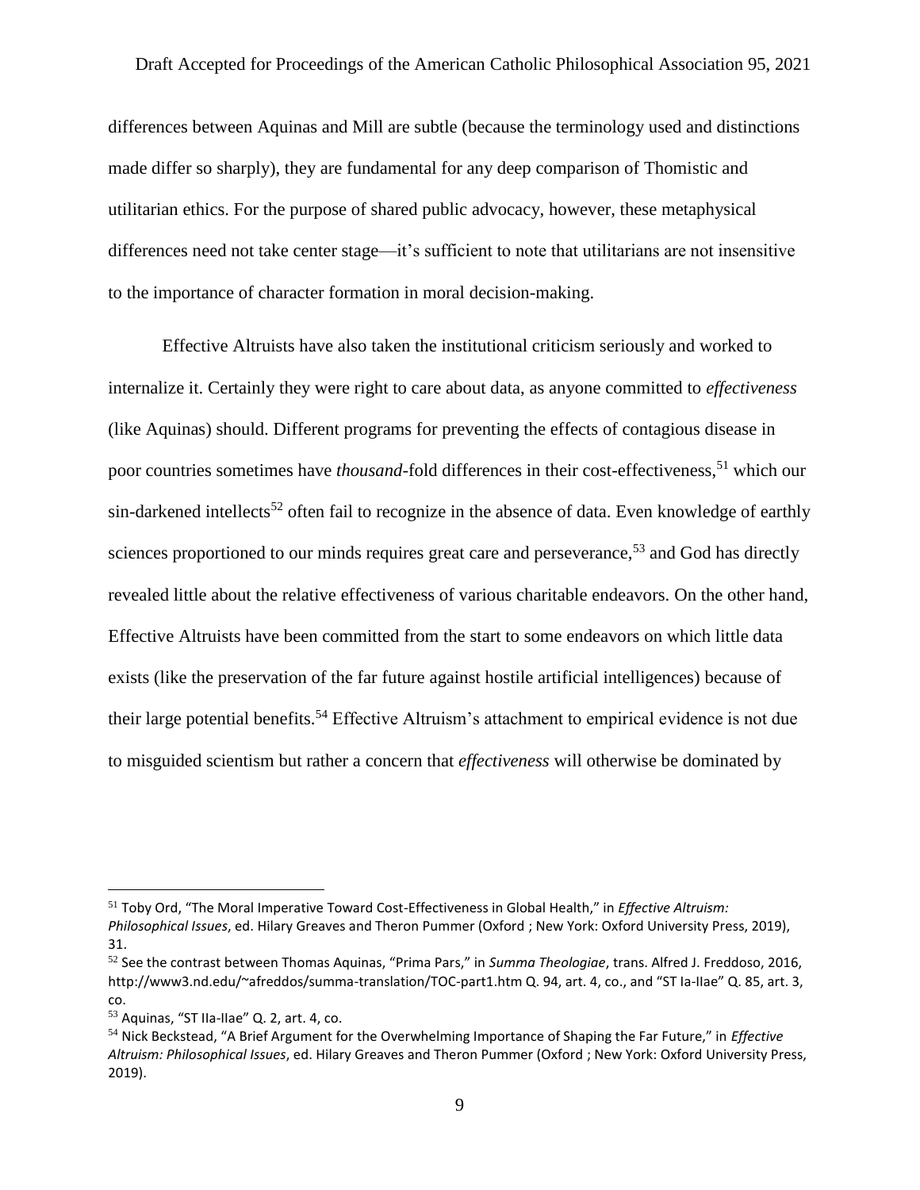differences between Aquinas and Mill are subtle (because the terminology used and distinctions made differ so sharply), they are fundamental for any deep comparison of Thomistic and utilitarian ethics. For the purpose of shared public advocacy, however, these metaphysical differences need not take center stage—it's sufficient to note that utilitarians are not insensitive to the importance of character formation in moral decision-making.

Effective Altruists have also taken the institutional criticism seriously and worked to internalize it. Certainly they were right to care about data, as anyone committed to *effectiveness* (like Aquinas) should. Different programs for preventing the effects of contagious disease in poor countries sometimes have *thousand*-fold differences in their cost-effectiveness,[51] which our sin-darkened intellects[52] often fail to recognize in the absence of data. Even knowledge of earthly sciences proportioned to our minds requires great care and perseverance,[53] and God has directly revealed little about the relative effectiveness of various charitable endeavors. On the other hand, Effective Altruists have been committed from the start to some endeavors on which little data exists (like the preservation of the far future against hostile artificial intelligences) because of their large potential benefits.[54] Effective Altruism's attachment to empirical evidence is not due to misguided scientism but rather a concern that *effectiveness* will otherwise be dominated by

---

[51] Toby Ord, "The Moral Imperative Toward Cost-Effectiveness in Global Health," in *Effective Altruism: Philosophical Issues*, ed. Hilary Greaves and Theron Pummer (Oxford ; New York: Oxford University Press, 2019), 31.

[52] See the contrast between Thomas Aquinas, "Prima Pars," in *Summa Theologiae*, trans. Alfred J. Freddoso, 2016, http://www3.nd.edu/~afreddos/summa-translation/TOC-part1.htm Q. 94, art. 4, co., and "ST Ia-IIae" Q. 85, art. 3, co.

[53] Aquinas, "ST IIa-IIae" Q. 2, art. 4, co.

[54] Nick Beckstead, "A Brief Argument for the Overwhelming Importance of Shaping the Far Future," in *Effective Altruism: Philosophical Issues*, ed. Hilary Greaves and Theron Pummer (Oxford ; New York: Oxford University Press, 2019).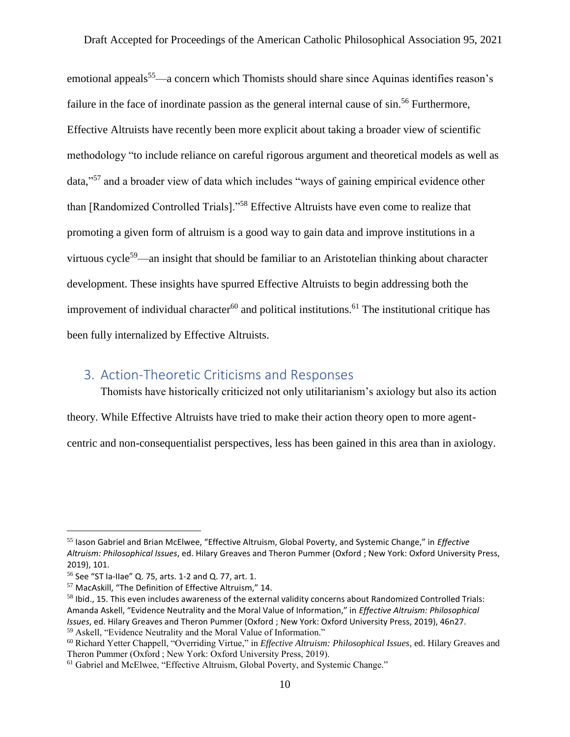emotional appeals[55]—a concern which Thomists should share since Aquinas identifies reason's failure in the face of inordinate passion as the general internal cause of sin.[56] Furthermore, Effective Altruists have recently been more explicit about taking a broader view of scientific methodology "to include reliance on careful rigorous argument and theoretical models as well as data,"[57] and a broader view of data which includes "ways of gaining empirical evidence other than [Randomized Controlled Trials]."[58] Effective Altruists have even come to realize that promoting a given form of altruism is a good way to gain data and improve institutions in a virtuous cycle[59]—an insight that should be familiar to an Aristotelian thinking about character development. These insights have spurred Effective Altruists to begin addressing both the improvement of individual character[60] and political institutions.[61] The institutional critique has been fully internalized by Effective Altruists.

## 3. Action-Theoretic Criticisms and Responses

Thomists have historically criticized not only utilitarianism's axiology but also its action theory. While Effective Altruists have tried to make their action theory open to more agent-centric and non-consequentialist perspectives, less has been gained in this area than in axiology.

---

[55] Iason Gabriel and Brian McElwee, "Effective Altruism, Global Poverty, and Systemic Change," in *Effective Altruism: Philosophical Issues*, ed. Hilary Greaves and Theron Pummer (Oxford ; New York: Oxford University Press, 2019), 101.

[56] See "ST Ia-IIae" Q. 75, arts. 1-2 and Q. 77, art. 1.

[57] MacAskill, "The Definition of Effective Altruism," 14.

[58] Ibid., 15. This even includes awareness of the external validity concerns about Randomized Controlled Trials: Amanda Askell, "Evidence Neutrality and the Moral Value of Information," in *Effective Altruism: Philosophical Issues*, ed. Hilary Greaves and Theron Pummer (Oxford ; New York: Oxford University Press, 2019), 46n27.

[59] Askell, "Evidence Neutrality and the Moral Value of Information."

[60] Richard Yetter Chappell, "Overriding Virtue," in *Effective Altruism: Philosophical Issues*, ed. Hilary Greaves and Theron Pummer (Oxford ; New York: Oxford University Press, 2019).

[61] Gabriel and McElwee, "Effective Altruism, Global Poverty, and Systemic Change."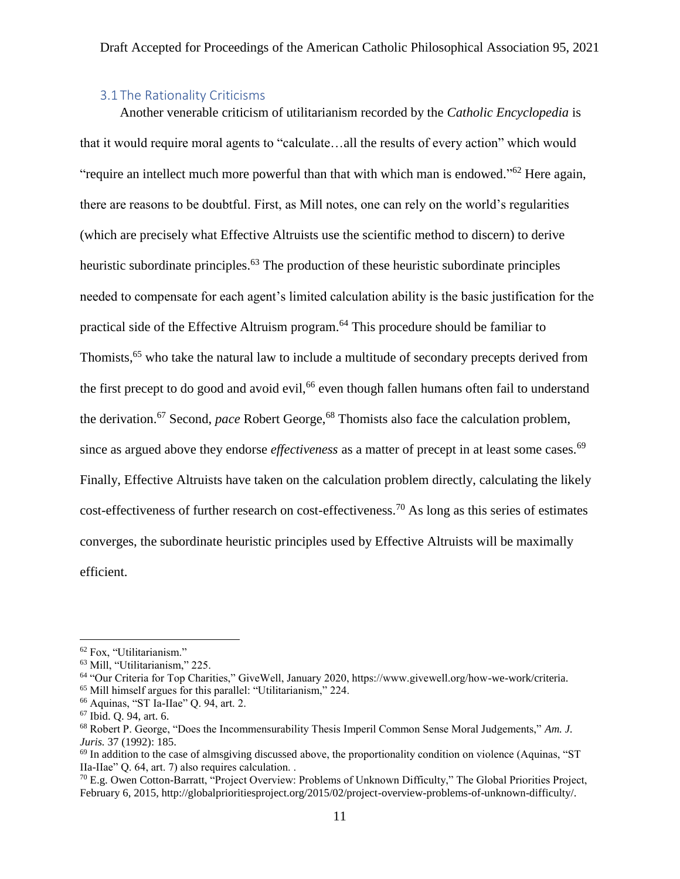### 3.1 The Rationality Criticisms

Another venerable criticism of utilitarianism recorded by the *Catholic Encyclopedia* is that it would require moral agents to "calculate…all the results of every action" which would "require an intellect much more powerful than that with which man is endowed."[62] Here again, there are reasons to be doubtful. First, as Mill notes, one can rely on the world's regularities (which are precisely what Effective Altruists use the scientific method to discern) to derive heuristic subordinate principles.[63] The production of these heuristic subordinate principles needed to compensate for each agent's limited calculation ability is the basic justification for the practical side of the Effective Altruism program.[64] This procedure should be familiar to Thomists,[65] who take the natural law to include a multitude of secondary precepts derived from the first precept to do good and avoid evil,[66] even though fallen humans often fail to understand the derivation.[67] Second, *pace* Robert George,[68] Thomists also face the calculation problem, since as argued above they endorse *effectiveness* as a matter of precept in at least some cases.[69] Finally, Effective Altruists have taken on the calculation problem directly, calculating the likely cost-effectiveness of further research on cost-effectiveness.[70] As long as this series of estimates converges, the subordinate heuristic principles used by Effective Altruists will be maximally efficient.

---

[62] Fox, "Utilitarianism."

[63] Mill, "Utilitarianism," 225.

[64] "Our Criteria for Top Charities," GiveWell, January 2020, https://www.givewell.org/how-we-work/criteria.

[65] Mill himself argues for this parallel: "Utilitarianism," 224.

[66] Aquinas, "ST Ia-IIae" Q. 94, art. 2.

[67] Ibid. Q. 94, art. 6.

[68] Robert P. George, "Does the Incommensurability Thesis Imperil Common Sense Moral Judgements," *Am. J. Juris.* 37 (1992): 185.

[69] In addition to the case of almsgiving discussed above, the proportionality condition on violence (Aquinas, "ST IIa-IIae" Q. 64, art. 7) also requires calculation. .

[70] E.g. Owen Cotton-Barratt, "Project Overview: Problems of Unknown Difficulty," The Global Priorities Project, February 6, 2015, http://globalprioritiesproject.org/2015/02/project-overview-problems-of-unknown-difficulty/.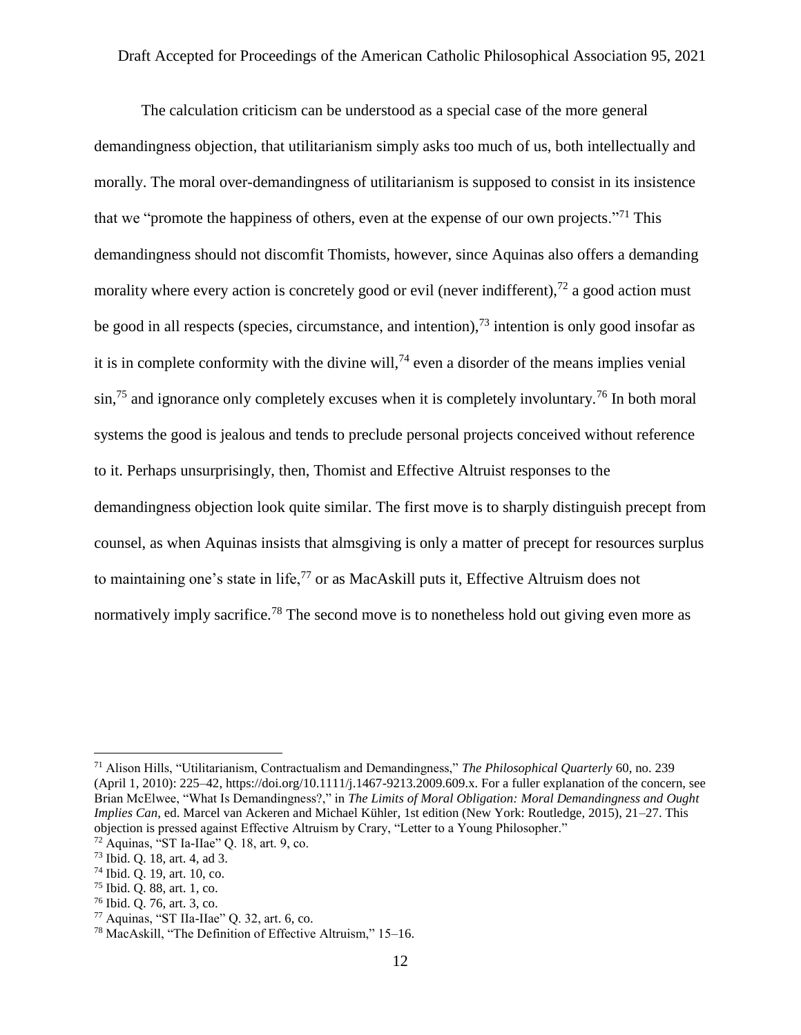The calculation criticism can be understood as a special case of the more general demandingness objection, that utilitarianism simply asks too much of us, both intellectually and morally. The moral over-demandingness of utilitarianism is supposed to consist in its insistence that we "promote the happiness of others, even at the expense of our own projects."[71] This demandingness should not discomfit Thomists, however, since Aquinas also offers a demanding morality where every action is concretely good or evil (never indifferent),[72] a good action must be good in all respects (species, circumstance, and intention),[73] intention is only good insofar as it is in complete conformity with the divine will,[74] even a disorder of the means implies venial sin,[75] and ignorance only completely excuses when it is completely involuntary.[76] In both moral systems the good is jealous and tends to preclude personal projects conceived without reference to it. Perhaps unsurprisingly, then, Thomist and Effective Altruist responses to the demandingness objection look quite similar. The first move is to sharply distinguish precept from counsel, as when Aquinas insists that almsgiving is only a matter of precept for resources surplus to maintaining one's state in life,[77] or as MacAskill puts it, Effective Altruism does not normatively imply sacrifice.[78] The second move is to nonetheless hold out giving even more as

---

[71] Alison Hills, "Utilitarianism, Contractualism and Demandingness," *The Philosophical Quarterly* 60, no. 239 (April 1, 2010): 225–42, https://doi.org/10.1111/j.1467-9213.2009.609.x. For a fuller explanation of the concern, see Brian McElwee, "What Is Demandingness?," in *The Limits of Moral Obligation: Moral Demandingness and Ought Implies Can*, ed. Marcel van Ackeren and Michael Kühler, 1st edition (New York: Routledge, 2015), 21–27. This objection is pressed against Effective Altruism by Crary, "Letter to a Young Philosopher."

[72] Aquinas, "ST Ia-IIae" Q. 18, art. 9, co.

[73] Ibid. Q. 18, art. 4, ad 3.

[74] Ibid. Q. 19, art. 10, co.

[75] Ibid. Q. 88, art. 1, co.

[76] Ibid. Q. 76, art. 3, co.

[77] Aquinas, "ST IIa-IIae" Q. 32, art. 6, co.

[78] MacAskill, "The Definition of Effective Altruism," 15–16.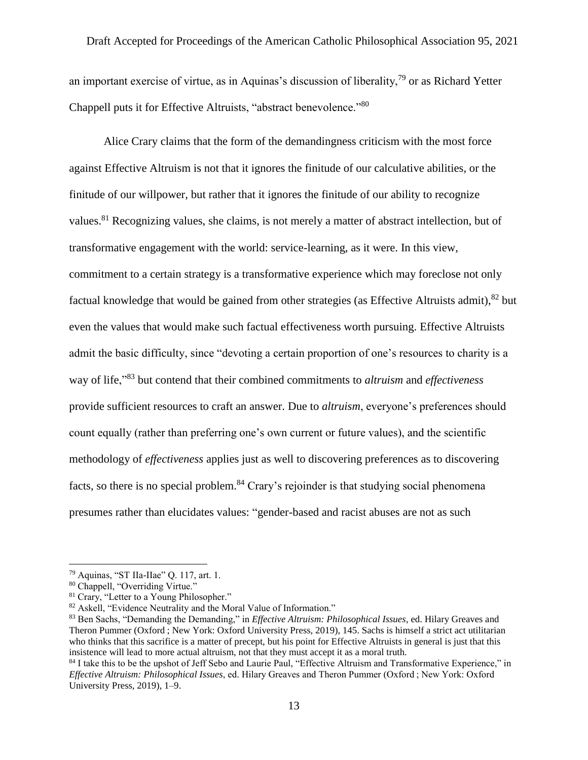an important exercise of virtue, as in Aquinas's discussion of liberality,[79] or as Richard Yetter Chappell puts it for Effective Altruists, "abstract benevolence."[80]

Alice Crary claims that the form of the demandingness criticism with the most force against Effective Altruism is not that it ignores the finitude of our calculative abilities, or the finitude of our willpower, but rather that it ignores the finitude of our ability to recognize values.[81] Recognizing values, she claims, is not merely a matter of abstract intellection, but of transformative engagement with the world: service-learning, as it were. In this view, commitment to a certain strategy is a transformative experience which may foreclose not only factual knowledge that would be gained from other strategies (as Effective Altruists admit),[82] but even the values that would make such factual effectiveness worth pursuing. Effective Altruists admit the basic difficulty, since "devoting a certain proportion of one's resources to charity is a way of life,"[83] but contend that their combined commitments to *altruism* and *effectiveness* provide sufficient resources to craft an answer. Due to *altruism*, everyone's preferences should count equally (rather than preferring one's own current or future values), and the scientific methodology of *effectiveness* applies just as well to discovering preferences as to discovering facts, so there is no special problem.[84] Crary's rejoinder is that studying social phenomena presumes rather than elucidates values: "gender-based and racist abuses are not as such

---

[79] Aquinas, "ST IIa-IIae" Q. 117, art. 1.

[80] Chappell, "Overriding Virtue."

[81] Crary, "Letter to a Young Philosopher."

[82] Askell, "Evidence Neutrality and the Moral Value of Information."

[83] Ben Sachs, "Demanding the Demanding," in *Effective Altruism: Philosophical Issues*, ed. Hilary Greaves and Theron Pummer (Oxford ; New York: Oxford University Press, 2019), 145. Sachs is himself a strict act utilitarian who thinks that this sacrifice is a matter of precept, but his point for Effective Altruists in general is just that this insistence will lead to more actual altruism, not that they must accept it as a moral truth.

[84] I take this to be the upshot of Jeff Sebo and Laurie Paul, "Effective Altruism and Transformative Experience," in *Effective Altruism: Philosophical Issues*, ed. Hilary Greaves and Theron Pummer (Oxford ; New York: Oxford University Press, 2019), 1–9.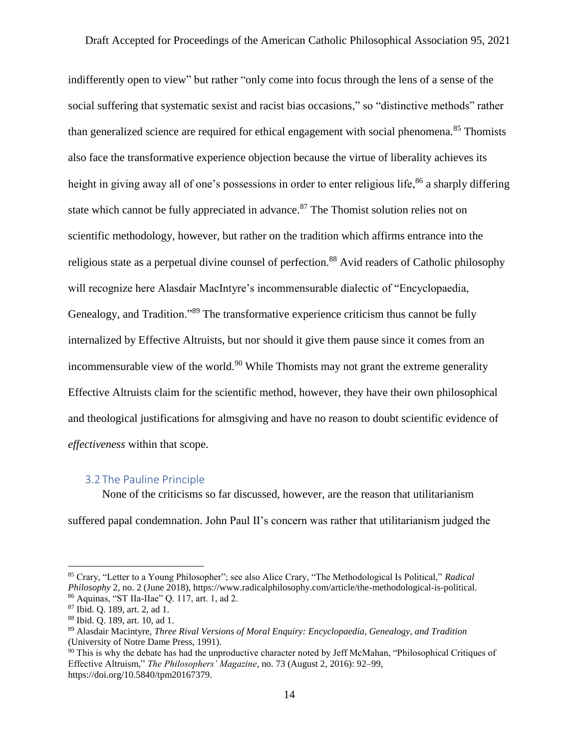indifferently open to view" but rather "only come into focus through the lens of a sense of the social suffering that systematic sexist and racist bias occasions," so "distinctive methods" rather than generalized science are required for ethical engagement with social phenomena.[85] Thomists also face the transformative experience objection because the virtue of liberality achieves its height in giving away all of one's possessions in order to enter religious life,[86] a sharply differing state which cannot be fully appreciated in advance.[87] The Thomist solution relies not on scientific methodology, however, but rather on the tradition which affirms entrance into the religious state as a perpetual divine counsel of perfection.[88] Avid readers of Catholic philosophy will recognize here Alasdair MacIntyre's incommensurable dialectic of "Encyclopaedia, Genealogy, and Tradition."[89] The transformative experience criticism thus cannot be fully internalized by Effective Altruists, but nor should it give them pause since it comes from an incommensurable view of the world.[90] While Thomists may not grant the extreme generality Effective Altruists claim for the scientific method, however, they have their own philosophical and theological justifications for almsgiving and have no reason to doubt scientific evidence of *effectiveness* within that scope.

### 3.2 The Pauline Principle

None of the criticisms so far discussed, however, are the reason that utilitarianism suffered papal condemnation. John Paul II's concern was rather that utilitarianism judged the

---

[85] Crary, "Letter to a Young Philosopher"; see also Alice Crary, "The Methodological Is Political," *Radical Philosophy* 2, no. 2 (June 2018), https://www.radicalphilosophy.com/article/the-methodological-is-political.

[86] Aquinas, "ST IIa-IIae" Q. 117, art. 1, ad 2.

[87] Ibid. Q. 189, art. 2, ad 1.

[88] Ibid. Q. 189, art. 10, ad 1.

[89] Alasdair Macintyre, *Three Rival Versions of Moral Enquiry: Encyclopaedia, Genealogy, and Tradition* (University of Notre Dame Press, 1991).

[90] This is why the debate has had the unproductive character noted by Jeff McMahan, "Philosophical Critiques of Effective Altruism," *The Philosophers' Magazine*, no. 73 (August 2, 2016): 92–99, https://doi.org/10.5840/tpm20167379.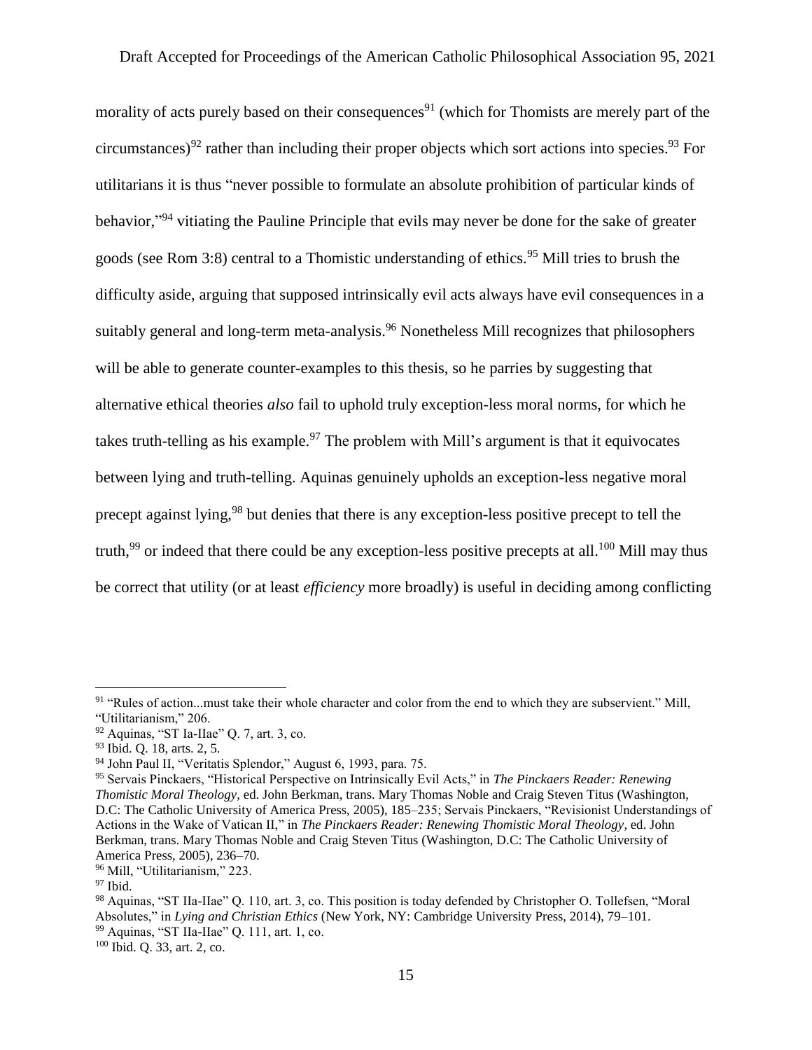morality of acts purely based on their consequences[91] (which for Thomists are merely part of the circumstances)[92] rather than including their proper objects which sort actions into species.[93] For utilitarians it is thus "never possible to formulate an absolute prohibition of particular kinds of behavior,"[94] vitiating the Pauline Principle that evils may never be done for the sake of greater goods (see Rom 3:8) central to a Thomistic understanding of ethics.[95] Mill tries to brush the difficulty aside, arguing that supposed intrinsically evil acts always have evil consequences in a suitably general and long-term meta-analysis.[96] Nonetheless Mill recognizes that philosophers will be able to generate counter-examples to this thesis, so he parries by suggesting that alternative ethical theories *also* fail to uphold truly exception-less moral norms, for which he takes truth-telling as his example.[97] The problem with Mill's argument is that it equivocates between lying and truth-telling. Aquinas genuinely upholds an exception-less negative moral precept against lying,[98] but denies that there is any exception-less positive precept to tell the truth,[99] or indeed that there could be any exception-less positive precepts at all.[100] Mill may thus be correct that utility (or at least *efficiency* more broadly) is useful in deciding among conflicting

---

[91] "Rules of action...must take their whole character and color from the end to which they are subservient." Mill, "Utilitarianism," 206.

[92] Aquinas, "ST Ia-IIae" Q. 7, art. 3, co.

[93] Ibid. Q. 18, arts. 2, 5.

[94] John Paul II, "Veritatis Splendor," August 6, 1993, para. 75.

[95] Servais Pinckaers, "Historical Perspective on Intrinsically Evil Acts," in *The Pinckaers Reader: Renewing Thomistic Moral Theology*, ed. John Berkman, trans. Mary Thomas Noble and Craig Steven Titus (Washington, D.C: The Catholic University of America Press, 2005), 185–235; Servais Pinckaers, "Revisionist Understandings of Actions in the Wake of Vatican II," in *The Pinckaers Reader: Renewing Thomistic Moral Theology*, ed. John Berkman, trans. Mary Thomas Noble and Craig Steven Titus (Washington, D.C: The Catholic University of America Press, 2005), 236–70.

[96] Mill, "Utilitarianism," 223.

[97] Ibid.

[98] Aquinas, "ST IIa-IIae" Q. 110, art. 3, co. This position is today defended by Christopher O. Tollefsen, "Moral Absolutes," in *Lying and Christian Ethics* (New York, NY: Cambridge University Press, 2014), 79–101.

[99] Aquinas, "ST IIa-IIae" Q. 111, art. 1, co.

[100] Ibid. Q. 33, art. 2, co.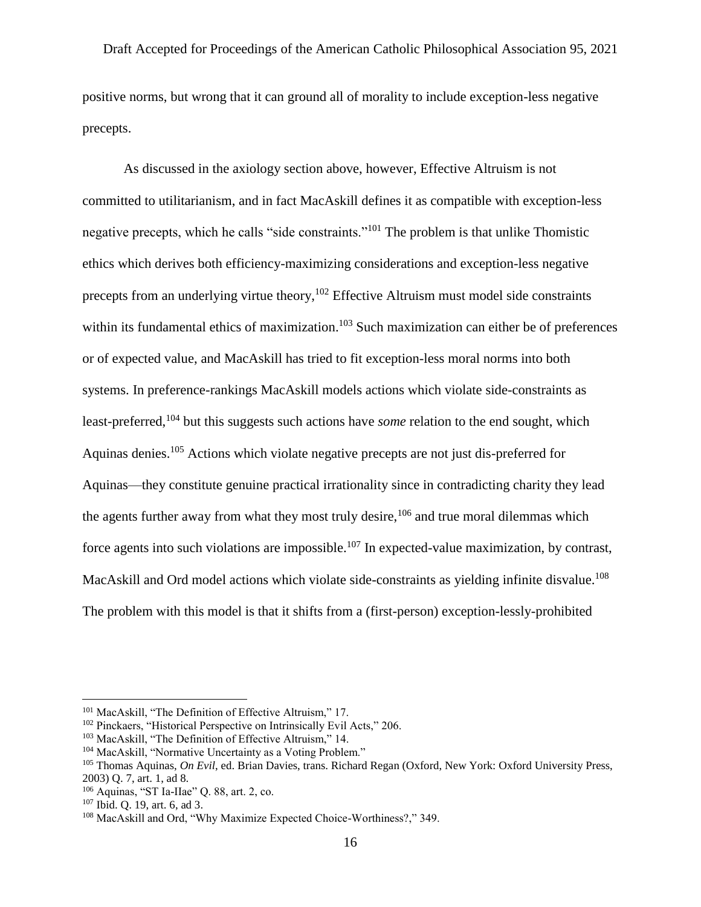positive norms, but wrong that it can ground all of morality to include exception-less negative precepts.

As discussed in the axiology section above, however, Effective Altruism is not committed to utilitarianism, and in fact MacAskill defines it as compatible with exception-less negative precepts, which he calls "side constraints."[101] The problem is that unlike Thomistic ethics which derives both efficiency-maximizing considerations and exception-less negative precepts from an underlying virtue theory,[102] Effective Altruism must model side constraints within its fundamental ethics of maximization.[103] Such maximization can either be of preferences or of expected value, and MacAskill has tried to fit exception-less moral norms into both systems. In preference-rankings MacAskill models actions which violate side-constraints as least-preferred,[104] but this suggests such actions have *some* relation to the end sought, which Aquinas denies.[105] Actions which violate negative precepts are not just dis-preferred for Aquinas—they constitute genuine practical irrationality since in contradicting charity they lead the agents further away from what they most truly desire,[106] and true moral dilemmas which force agents into such violations are impossible.[107] In expected-value maximization, by contrast, MacAskill and Ord model actions which violate side-constraints as yielding infinite disvalue.[108] The problem with this model is that it shifts from a (first-person) exception-lessly-prohibited

---

[101] MacAskill, "The Definition of Effective Altruism," 17.

[102] Pinckaers, "Historical Perspective on Intrinsically Evil Acts," 206.

[103] MacAskill, "The Definition of Effective Altruism," 14.

[104] MacAskill, "Normative Uncertainty as a Voting Problem."

[105] Thomas Aquinas, *On Evil*, ed. Brian Davies, trans. Richard Regan (Oxford, New York: Oxford University Press, 2003) Q. 7, art. 1, ad 8.

[106] Aquinas, "ST Ia-IIae" Q. 88, art. 2, co.

[107] Ibid. Q. 19, art. 6, ad 3.

[108] MacAskill and Ord, "Why Maximize Expected Choice-Worthiness?," 349.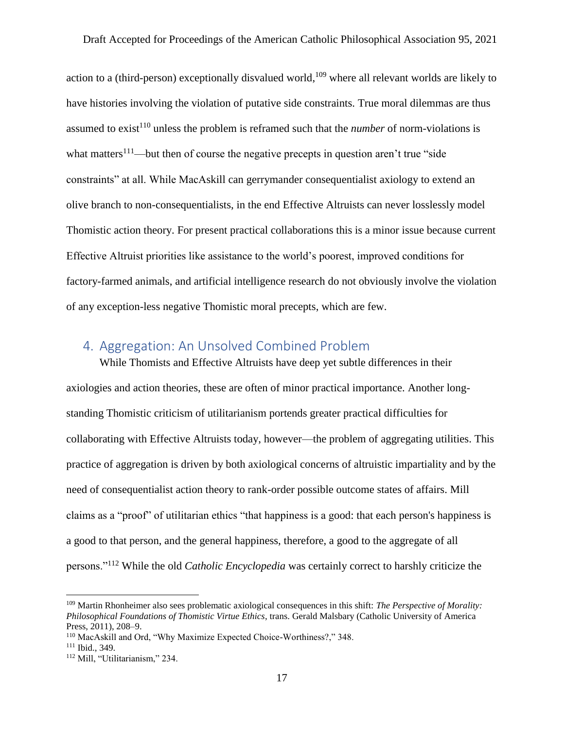action to a (third-person) exceptionally disvalued world,[109] where all relevant worlds are likely to have histories involving the violation of putative side constraints. True moral dilemmas are thus assumed to exist[110] unless the problem is reframed such that the *number* of norm-violations is what matters[111]—but then of course the negative precepts in question aren't true "side constraints" at all. While MacAskill can gerrymander consequentialist axiology to extend an olive branch to non-consequentialists, in the end Effective Altruists can never losslessly model Thomistic action theory. For present practical collaborations this is a minor issue because current Effective Altruist priorities like assistance to the world's poorest, improved conditions for factory-farmed animals, and artificial intelligence research do not obviously involve the violation of any exception-less negative Thomistic moral precepts, which are few.

## 4. Aggregation: An Unsolved Combined Problem

While Thomists and Effective Altruists have deep yet subtle differences in their axiologies and action theories, these are often of minor practical importance. Another long-standing Thomistic criticism of utilitarianism portends greater practical difficulties for collaborating with Effective Altruists today, however—the problem of aggregating utilities. This practice of aggregation is driven by both axiological concerns of altruistic impartiality and by the need of consequentialist action theory to rank-order possible outcome states of affairs. Mill claims as a "proof" of utilitarian ethics "that happiness is a good: that each person's happiness is a good to that person, and the general happiness, therefore, a good to the aggregate of all persons."[112] While the old *Catholic Encyclopedia* was certainly correct to harshly criticize the

---

[109] Martin Rhonheimer also sees problematic axiological consequences in this shift: *The Perspective of Morality: Philosophical Foundations of Thomistic Virtue Ethics*, trans. Gerald Malsbary (Catholic University of America Press, 2011), 208–9.

[110] MacAskill and Ord, "Why Maximize Expected Choice-Worthiness?," 348.

[111] Ibid., 349.

[112] Mill, "Utilitarianism," 234.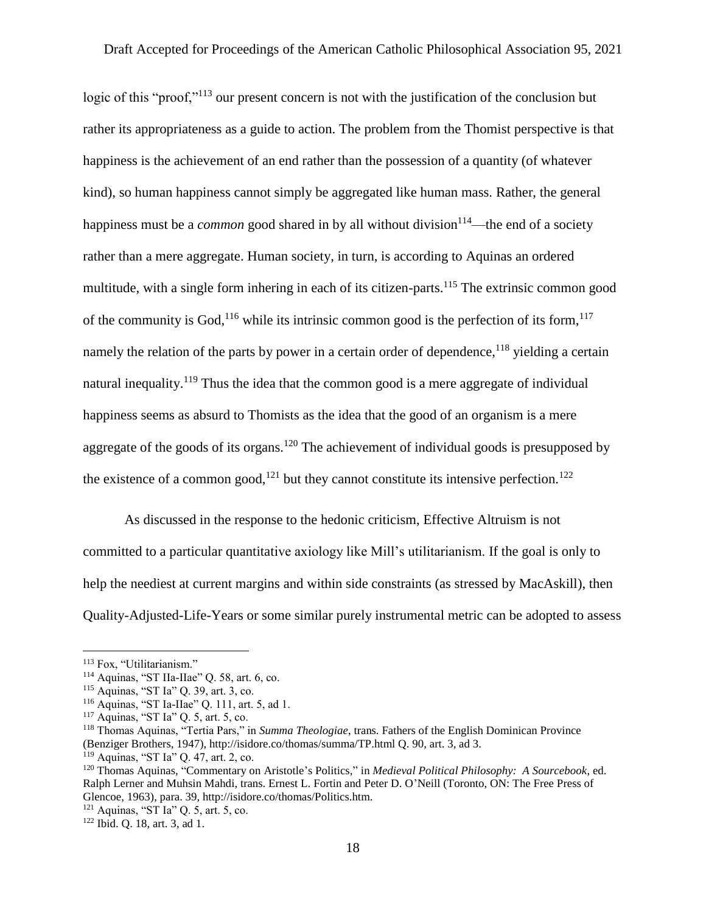logic of this "proof,"[113] our present concern is not with the justification of the conclusion but rather its appropriateness as a guide to action. The problem from the Thomist perspective is that happiness is the achievement of an end rather than the possession of a quantity (of whatever kind), so human happiness cannot simply be aggregated like human mass. Rather, the general happiness must be a *common* good shared in by all without division[114]—the end of a society rather than a mere aggregate. Human society, in turn, is according to Aquinas an ordered multitude, with a single form inhering in each of its citizen-parts.[115] The extrinsic common good of the community is God,[116] while its intrinsic common good is the perfection of its form,[117] namely the relation of the parts by power in a certain order of dependence,[118] yielding a certain natural inequality.[119] Thus the idea that the common good is a mere aggregate of individual happiness seems as absurd to Thomists as the idea that the good of an organism is a mere aggregate of the goods of its organs.[120] The achievement of individual goods is presupposed by the existence of a common good,[121] but they cannot constitute its intensive perfection.[122]

As discussed in the response to the hedonic criticism, Effective Altruism is not committed to a particular quantitative axiology like Mill's utilitarianism. If the goal is only to help the neediest at current margins and within side constraints (as stressed by MacAskill), then Quality-Adjusted-Life-Years or some similar purely instrumental metric can be adopted to assess

---

[113] Fox, "Utilitarianism."

[114] Aquinas, "ST IIa-IIae" Q. 58, art. 6, co.

[115] Aquinas, "ST Ia" Q. 39, art. 3, co.

[116] Aquinas, "ST Ia-IIae" Q. 111, art. 5, ad 1.

[117] Aquinas, "ST Ia" Q. 5, art. 5, co.

[118] Thomas Aquinas, "Tertia Pars," in *Summa Theologiae*, trans. Fathers of the English Dominican Province (Benziger Brothers, 1947), http://isidore.co/thomas/summa/TP.html Q. 90, art. 3, ad 3.

[119] Aquinas, "ST Ia" Q. 47, art. 2, co.

[120] Thomas Aquinas, "Commentary on Aristotle's Politics," in *Medieval Political Philosophy: A Sourcebook*, ed. Ralph Lerner and Muhsin Mahdi, trans. Ernest L. Fortin and Peter D. O'Neill (Toronto, ON: The Free Press of Glencoe, 1963), para. 39, http://isidore.co/thomas/Politics.htm.

[121] Aquinas, "ST Ia" Q. 5, art. 5, co.

[122] Ibid. Q. 18, art. 3, ad 1.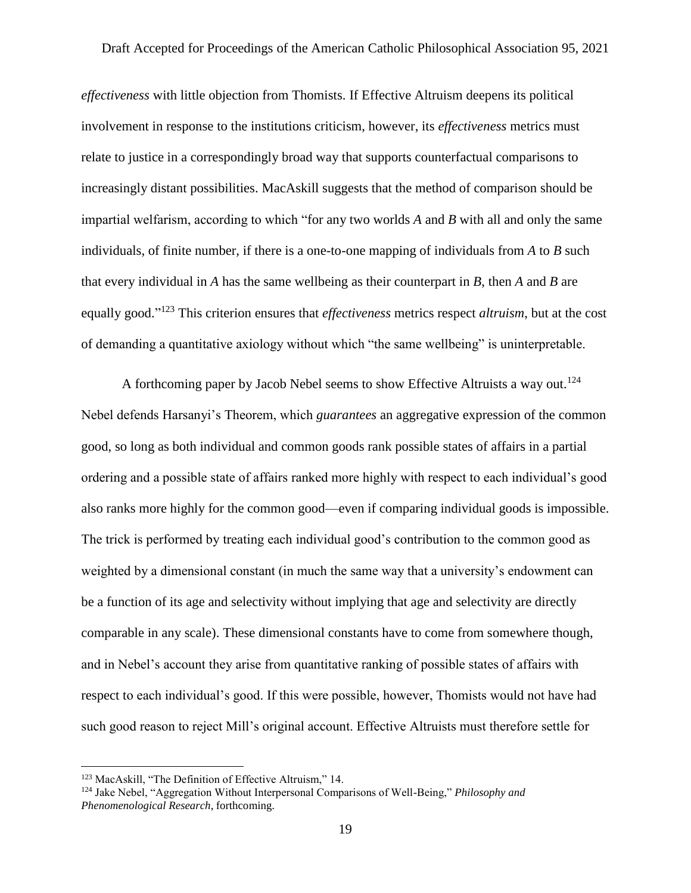*effectiveness* with little objection from Thomists. If Effective Altruism deepens its political involvement in response to the institutions criticism, however, its *effectiveness* metrics must relate to justice in a correspondingly broad way that supports counterfactual comparisons to increasingly distant possibilities. MacAskill suggests that the method of comparison should be impartial welfarism, according to which "for any two worlds *A* and *B* with all and only the same individuals, of finite number, if there is a one-to-one mapping of individuals from *A* to *B* such that every individual in *A* has the same wellbeing as their counterpart in *B*, then *A* and *B* are equally good."[123] This criterion ensures that *effectiveness* metrics respect *altruism*, but at the cost of demanding a quantitative axiology without which "the same wellbeing" is uninterpretable.

A forthcoming paper by Jacob Nebel seems to show Effective Altruists a way out.[124] Nebel defends Harsanyi's Theorem, which *guarantees* an aggregative expression of the common good, so long as both individual and common goods rank possible states of affairs in a partial ordering and a possible state of affairs ranked more highly with respect to each individual's good also ranks more highly for the common good—even if comparing individual goods is impossible. The trick is performed by treating each individual good's contribution to the common good as weighted by a dimensional constant (in much the same way that a university's endowment can be a function of its age and selectivity without implying that age and selectivity are directly comparable in any scale). These dimensional constants have to come from somewhere though, and in Nebel's account they arise from quantitative ranking of possible states of affairs with respect to each individual's good. If this were possible, however, Thomists would not have had such good reason to reject Mill's original account. Effective Altruists must therefore settle for

---

[123] MacAskill, "The Definition of Effective Altruism," 14.

[124] Jake Nebel, "Aggregation Without Interpersonal Comparisons of Well-Being," *Philosophy and Phenomenological Research*, forthcoming.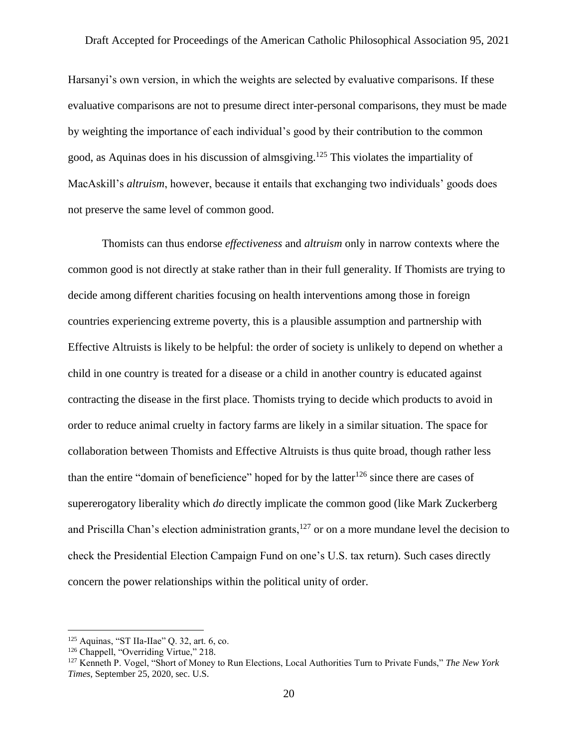Harsanyi's own version, in which the weights are selected by evaluative comparisons. If these evaluative comparisons are not to presume direct inter-personal comparisons, they must be made by weighting the importance of each individual's good by their contribution to the common good, as Aquinas does in his discussion of almsgiving.[125] This violates the impartiality of MacAskill's *altruism*, however, because it entails that exchanging two individuals' goods does not preserve the same level of common good.

Thomists can thus endorse *effectiveness* and *altruism* only in narrow contexts where the common good is not directly at stake rather than in their full generality. If Thomists are trying to decide among different charities focusing on health interventions among those in foreign countries experiencing extreme poverty, this is a plausible assumption and partnership with Effective Altruists is likely to be helpful: the order of society is unlikely to depend on whether a child in one country is treated for a disease or a child in another country is educated against contracting the disease in the first place. Thomists trying to decide which products to avoid in order to reduce animal cruelty in factory farms are likely in a similar situation. The space for collaboration between Thomists and Effective Altruists is thus quite broad, though rather less than the entire "domain of beneficience" hoped for by the latter[126] since there are cases of supererogatory liberality which *do* directly implicate the common good (like Mark Zuckerberg and Priscilla Chan's election administration grants,[127] or on a more mundane level the decision to check the Presidential Election Campaign Fund on one's U.S. tax return). Such cases directly concern the power relationships within the political unity of order.

---

[125] Aquinas, "ST IIa-IIae" Q. 32, art. 6, co.

[126] Chappell, "Overriding Virtue," 218.

[127] Kenneth P. Vogel, "Short of Money to Run Elections, Local Authorities Turn to Private Funds," *The New York Times*, September 25, 2020, sec. U.S.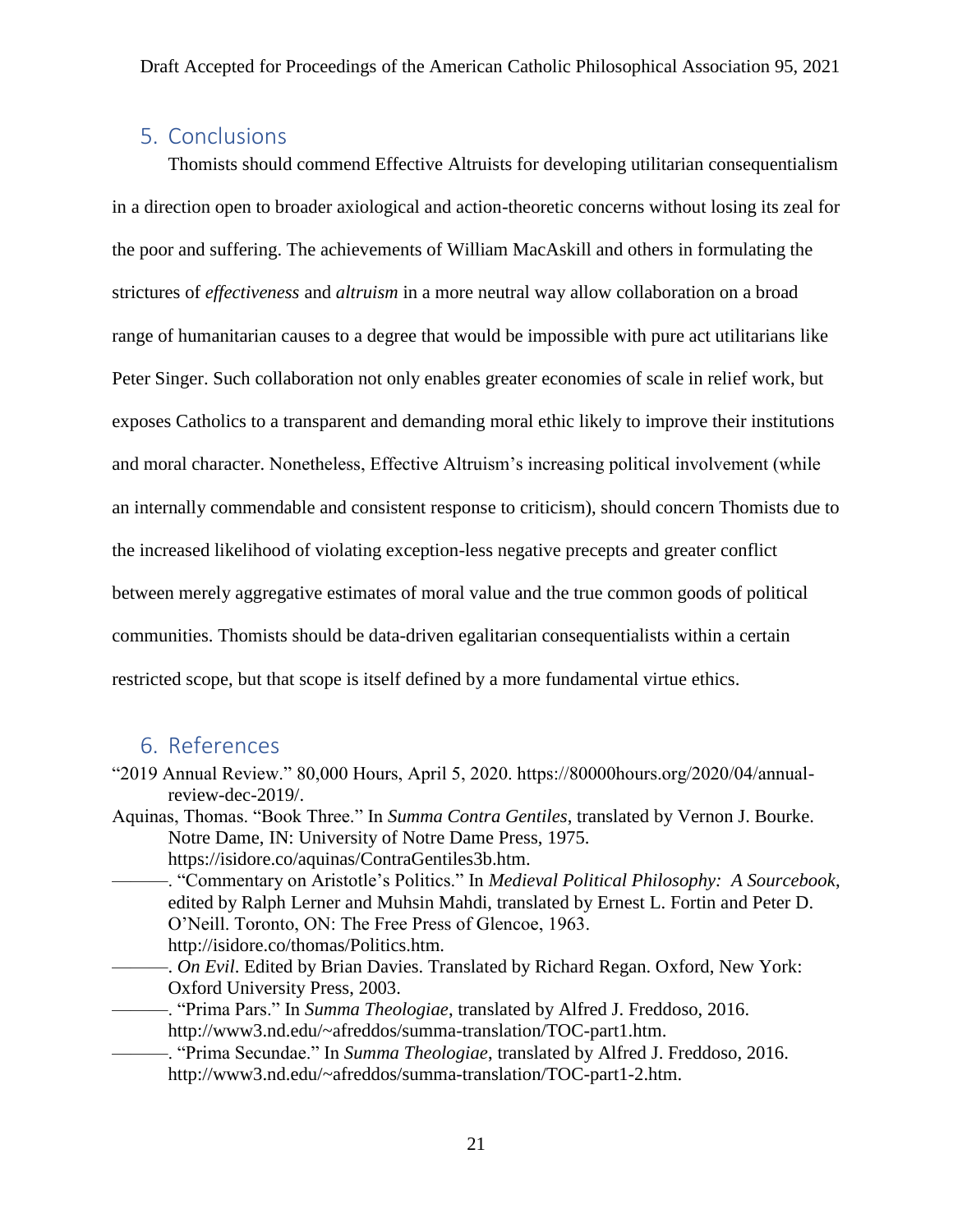## 5. Conclusions

Thomists should commend Effective Altruists for developing utilitarian consequentialism in a direction open to broader axiological and action-theoretic concerns without losing its zeal for the poor and suffering. The achievements of William MacAskill and others in formulating the strictures of *effectiveness* and *altruism* in a more neutral way allow collaboration on a broad range of humanitarian causes to a degree that would be impossible with pure act utilitarians like Peter Singer. Such collaboration not only enables greater economies of scale in relief work, but exposes Catholics to a transparent and demanding moral ethic likely to improve their institutions and moral character. Nonetheless, Effective Altruism's increasing political involvement (while an internally commendable and consistent response to criticism), should concern Thomists due to the increased likelihood of violating exception-less negative precepts and greater conflict between merely aggregative estimates of moral value and the true common goods of political communities. Thomists should be data-driven egalitarian consequentialists within a certain restricted scope, but that scope is itself defined by a more fundamental virtue ethics.

## 6. References

"2019 Annual Review." 80,000 Hours, April 5, 2020. https://80000hours.org/2020/04/annual-review-dec-2019/.

Aquinas, Thomas. "Book Three." In *Summa Contra Gentiles*, translated by Vernon J. Bourke. Notre Dame, IN: University of Notre Dame Press, 1975. https://isidore.co/aquinas/ContraGentiles3b.htm.

———. "Commentary on Aristotle's Politics." In *Medieval Political Philosophy: A Sourcebook*, edited by Ralph Lerner and Muhsin Mahdi, translated by Ernest L. Fortin and Peter D. O'Neill. Toronto, ON: The Free Press of Glencoe, 1963. http://isidore.co/thomas/Politics.htm.

———. *On Evil*. Edited by Brian Davies. Translated by Richard Regan. Oxford, New York: Oxford University Press, 2003.

———. "Prima Pars." In *Summa Theologiae*, translated by Alfred J. Freddoso, 2016. http://www3.nd.edu/~afreddos/summa-translation/TOC-part1.htm.

———. "Prima Secundae." In *Summa Theologiae*, translated by Alfred J. Freddoso, 2016. http://www3.nd.edu/~afreddos/summa-translation/TOC-part1-2.htm.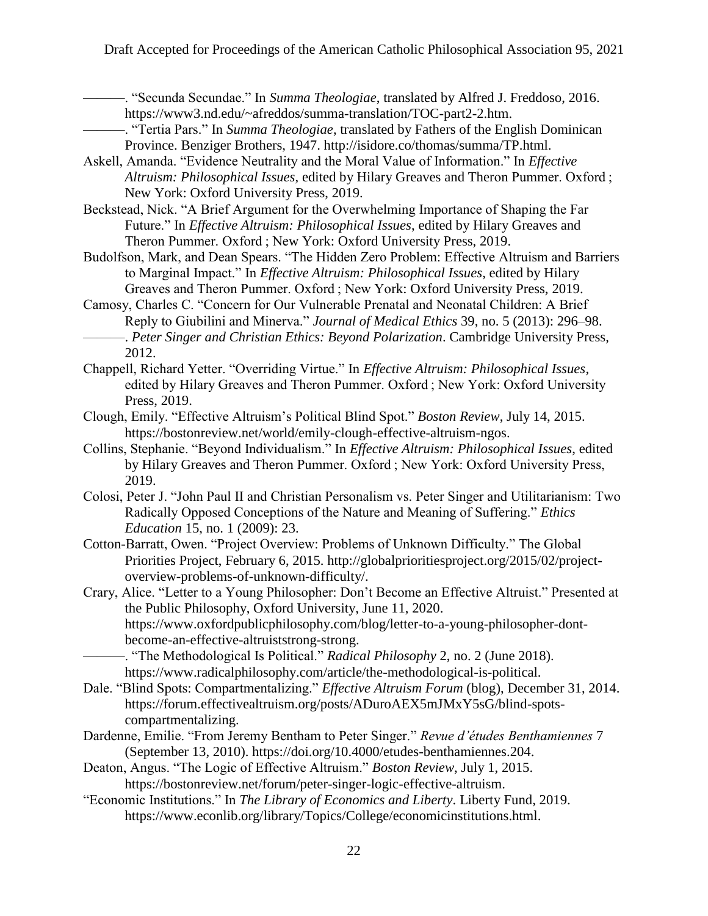———. "Secunda Secundae." In *Summa Theologiae*, translated by Alfred J. Freddoso, 2016. https://www3.nd.edu/~afreddos/summa-translation/TOC-part2-2.htm.

———. "Tertia Pars." In *Summa Theologiae*, translated by Fathers of the English Dominican Province. Benziger Brothers, 1947. http://isidore.co/thomas/summa/TP.html.

Askell, Amanda. "Evidence Neutrality and the Moral Value of Information." In *Effective Altruism: Philosophical Issues*, edited by Hilary Greaves and Theron Pummer. Oxford ; New York: Oxford University Press, 2019.

Beckstead, Nick. "A Brief Argument for the Overwhelming Importance of Shaping the Far Future." In *Effective Altruism: Philosophical Issues*, edited by Hilary Greaves and Theron Pummer. Oxford ; New York: Oxford University Press, 2019.

Budolfson, Mark, and Dean Spears. "The Hidden Zero Problem: Effective Altruism and Barriers to Marginal Impact." In *Effective Altruism: Philosophical Issues*, edited by Hilary Greaves and Theron Pummer. Oxford ; New York: Oxford University Press, 2019.

Camosy, Charles C. "Concern for Our Vulnerable Prenatal and Neonatal Children: A Brief Reply to Giubilini and Minerva." *Journal of Medical Ethics* 39, no. 5 (2013): 296–98.

———. *Peter Singer and Christian Ethics: Beyond Polarization*. Cambridge University Press, 2012.

Chappell, Richard Yetter. "Overriding Virtue." In *Effective Altruism: Philosophical Issues*, edited by Hilary Greaves and Theron Pummer. Oxford ; New York: Oxford University Press, 2019.

Clough, Emily. "Effective Altruism's Political Blind Spot." *Boston Review*, July 14, 2015. https://bostonreview.net/world/emily-clough-effective-altruism-ngos.

Collins, Stephanie. "Beyond Individualism." In *Effective Altruism: Philosophical Issues*, edited by Hilary Greaves and Theron Pummer. Oxford ; New York: Oxford University Press, 2019.

Colosi, Peter J. "John Paul II and Christian Personalism vs. Peter Singer and Utilitarianism: Two Radically Opposed Conceptions of the Nature and Meaning of Suffering." *Ethics Education* 15, no. 1 (2009): 23.

Cotton-Barratt, Owen. "Project Overview: Problems of Unknown Difficulty." The Global Priorities Project, February 6, 2015. http://globalprioritiesproject.org/2015/02/project-overview-problems-of-unknown-difficulty/.

Crary, Alice. "Letter to a Young Philosopher: Don't Become an Effective Altruist." Presented at the Public Philosophy, Oxford University, June 11, 2020. https://www.oxfordpublicphilosophy.com/blog/letter-to-a-young-philosopher-dont-become-an-effective-altruiststrong-strong.

———. "The Methodological Is Political." *Radical Philosophy* 2, no. 2 (June 2018). https://www.radicalphilosophy.com/article/the-methodological-is-political.

Dale. "Blind Spots: Compartmentalizing." *Effective Altruism Forum* (blog), December 31, 2014. https://forum.effectivealtruism.org/posts/ADuroAEX5mJMxY5sG/blind-spots-compartmentalizing.

Dardenne, Emilie. "From Jeremy Bentham to Peter Singer." *Revue d'études Benthamiennes* 7 (September 13, 2010). https://doi.org/10.4000/etudes-benthamiennes.204.

Deaton, Angus. "The Logic of Effective Altruism." *Boston Review*, July 1, 2015. https://bostonreview.net/forum/peter-singer-logic-effective-altruism.

"Economic Institutions." In *The Library of Economics and Liberty*. Liberty Fund, 2019. https://www.econlib.org/library/Topics/College/economicinstitutions.html.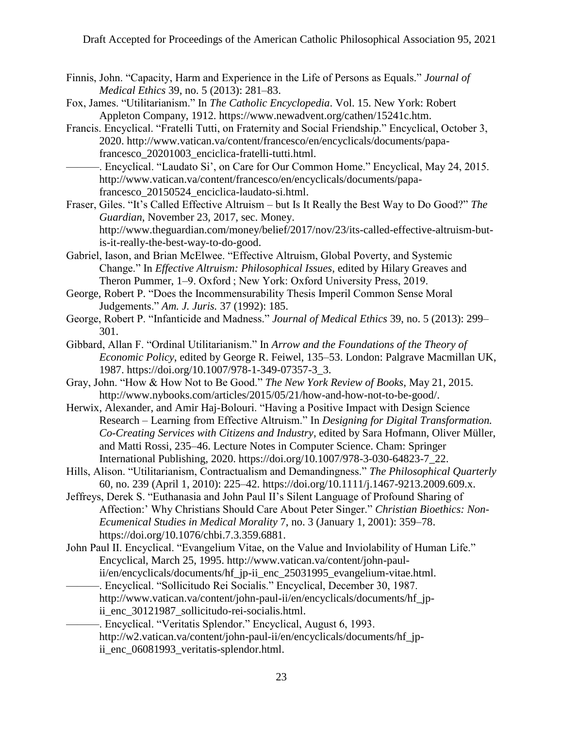Finnis, John. "Capacity, Harm and Experience in the Life of Persons as Equals." *Journal of Medical Ethics* 39, no. 5 (2013): 281–83.

Fox, James. "Utilitarianism." In *The Catholic Encyclopedia*. Vol. 15. New York: Robert Appleton Company, 1912. https://www.newadvent.org/cathen/15241c.htm.

Francis. Encyclical. "Fratelli Tutti, on Fraternity and Social Friendship." Encyclical, October 3, 2020. http://www.vatican.va/content/francesco/en/encyclicals/documents/papa-francesco_20201003_enciclica-fratelli-tutti.html.

———. Encyclical. "Laudato Si', on Care for Our Common Home." Encyclical, May 24, 2015. http://www.vatican.va/content/francesco/en/encyclicals/documents/papa-francesco_20150524_enciclica-laudato-si.html.

Fraser, Giles. "It's Called Effective Altruism – but Is It Really the Best Way to Do Good?" *The Guardian*, November 23, 2017, sec. Money. http://www.theguardian.com/money/belief/2017/nov/23/its-called-effective-altruism-but-is-it-really-the-best-way-to-do-good.

Gabriel, Iason, and Brian McElwee. "Effective Altruism, Global Poverty, and Systemic Change." In *Effective Altruism: Philosophical Issues*, edited by Hilary Greaves and Theron Pummer, 1–9. Oxford ; New York: Oxford University Press, 2019.

George, Robert P. "Does the Incommensurability Thesis Imperil Common Sense Moral Judgements." *Am. J. Juris.* 37 (1992): 185.

George, Robert P. "Infanticide and Madness." *Journal of Medical Ethics* 39, no. 5 (2013): 299–301.

Gibbard, Allan F. "Ordinal Utilitarianism." In *Arrow and the Foundations of the Theory of Economic Policy*, edited by George R. Feiwel, 135–53. London: Palgrave Macmillan UK, 1987. https://doi.org/10.1007/978-1-349-07357-3_3.

Gray, John. "How & How Not to Be Good." *The New York Review of Books*, May 21, 2015. http://www.nybooks.com/articles/2015/05/21/how-and-how-not-to-be-good/.

Herwix, Alexander, and Amir Haj-Bolouri. "Having a Positive Impact with Design Science Research – Learning from Effective Altruism." In *Designing for Digital Transformation. Co-Creating Services with Citizens and Industry*, edited by Sara Hofmann, Oliver Müller, and Matti Rossi, 235–46. Lecture Notes in Computer Science. Cham: Springer International Publishing, 2020. https://doi.org/10.1007/978-3-030-64823-7_22.

Hills, Alison. "Utilitarianism, Contractualism and Demandingness." *The Philosophical Quarterly* 60, no. 239 (April 1, 2010): 225–42. https://doi.org/10.1111/j.1467-9213.2009.609.x.

Jeffreys, Derek S. "Euthanasia and John Paul II's Silent Language of Profound Sharing of Affection:' Why Christians Should Care About Peter Singer." *Christian Bioethics: Non-Ecumenical Studies in Medical Morality* 7, no. 3 (January 1, 2001): 359–78. https://doi.org/10.1076/chbi.7.3.359.6881.

John Paul II. Encyclical. "Evangelium Vitae, on the Value and Inviolability of Human Life." Encyclical, March 25, 1995. http://www.vatican.va/content/john-paul-ii/en/encyclicals/documents/hf_jp-ii_enc_25031995_evangelium-vitae.html.

———. Encyclical. "Sollicitudo Rei Socialis." Encyclical, December 30, 1987. http://www.vatican.va/content/john-paul-ii/en/encyclicals/documents/hf_jp-ii_enc_30121987_sollicitudo-rei-socialis.html.

———. Encyclical. "Veritatis Splendor." Encyclical, August 6, 1993. http://w2.vatican.va/content/john-paul-ii/en/encyclicals/documents/hf_jp-ii_enc_06081993_veritatis-splendor.html.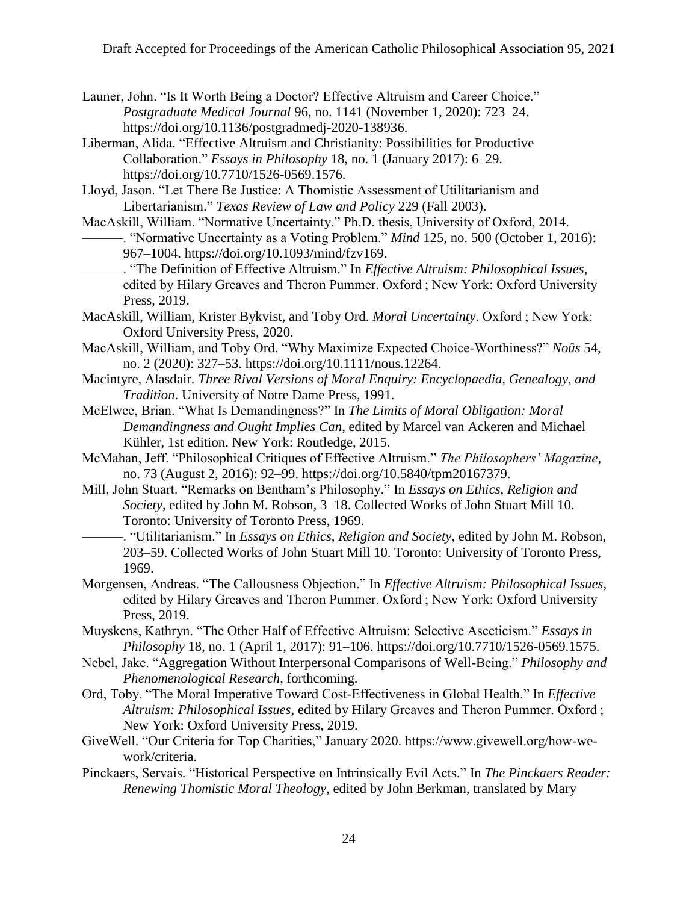Launer, John. "Is It Worth Being a Doctor? Effective Altruism and Career Choice." *Postgraduate Medical Journal* 96, no. 1141 (November 1, 2020): 723–24. https://doi.org/10.1136/postgradmedj-2020-138936.

Liberman, Alida. "Effective Altruism and Christianity: Possibilities for Productive Collaboration." *Essays in Philosophy* 18, no. 1 (January 2017): 6–29. https://doi.org/10.7710/1526-0569.1576.

Lloyd, Jason. "Let There Be Justice: A Thomistic Assessment of Utilitarianism and Libertarianism." *Texas Review of Law and Policy* 229 (Fall 2003).

MacAskill, William. "Normative Uncertainty." Ph.D. thesis, University of Oxford, 2014.

———. "Normative Uncertainty as a Voting Problem." *Mind* 125, no. 500 (October 1, 2016): 967–1004. https://doi.org/10.1093/mind/fzv169.

———. "The Definition of Effective Altruism." In *Effective Altruism: Philosophical Issues*, edited by Hilary Greaves and Theron Pummer. Oxford ; New York: Oxford University Press, 2019.

MacAskill, William, Krister Bykvist, and Toby Ord. *Moral Uncertainty*. Oxford ; New York: Oxford University Press, 2020.

MacAskill, William, and Toby Ord. "Why Maximize Expected Choice-Worthiness?" *Noûs* 54, no. 2 (2020): 327–53. https://doi.org/10.1111/nous.12264.

Macintyre, Alasdair. *Three Rival Versions of Moral Enquiry: Encyclopaedia, Genealogy, and Tradition*. University of Notre Dame Press, 1991.

McElwee, Brian. "What Is Demandingness?" In *The Limits of Moral Obligation: Moral Demandingness and Ought Implies Can*, edited by Marcel van Ackeren and Michael Kühler, 1st edition. New York: Routledge, 2015.

McMahan, Jeff. "Philosophical Critiques of Effective Altruism." *The Philosophers' Magazine*, no. 73 (August 2, 2016): 92–99. https://doi.org/10.5840/tpm20167379.

Mill, John Stuart. "Remarks on Bentham's Philosophy." In *Essays on Ethics, Religion and Society*, edited by John M. Robson, 3–18. Collected Works of John Stuart Mill 10. Toronto: University of Toronto Press, 1969.

———. "Utilitarianism." In *Essays on Ethics, Religion and Society*, edited by John M. Robson, 203–59. Collected Works of John Stuart Mill 10. Toronto: University of Toronto Press, 1969.

Morgensen, Andreas. "The Callousness Objection." In *Effective Altruism: Philosophical Issues*, edited by Hilary Greaves and Theron Pummer. Oxford ; New York: Oxford University Press, 2019.

Muyskens, Kathryn. "The Other Half of Effective Altruism: Selective Asceticism." *Essays in Philosophy* 18, no. 1 (April 1, 2017): 91–106. https://doi.org/10.7710/1526-0569.1575.

Nebel, Jake. "Aggregation Without Interpersonal Comparisons of Well-Being." *Philosophy and Phenomenological Research*, forthcoming.

Ord, Toby. "The Moral Imperative Toward Cost-Effectiveness in Global Health." In *Effective Altruism: Philosophical Issues*, edited by Hilary Greaves and Theron Pummer. Oxford ; New York: Oxford University Press, 2019.

GiveWell. "Our Criteria for Top Charities," January 2020. https://www.givewell.org/how-we-work/criteria.

Pinckaers, Servais. "Historical Perspective on Intrinsically Evil Acts." In *The Pinckaers Reader: Renewing Thomistic Moral Theology*, edited by John Berkman, translated by Mary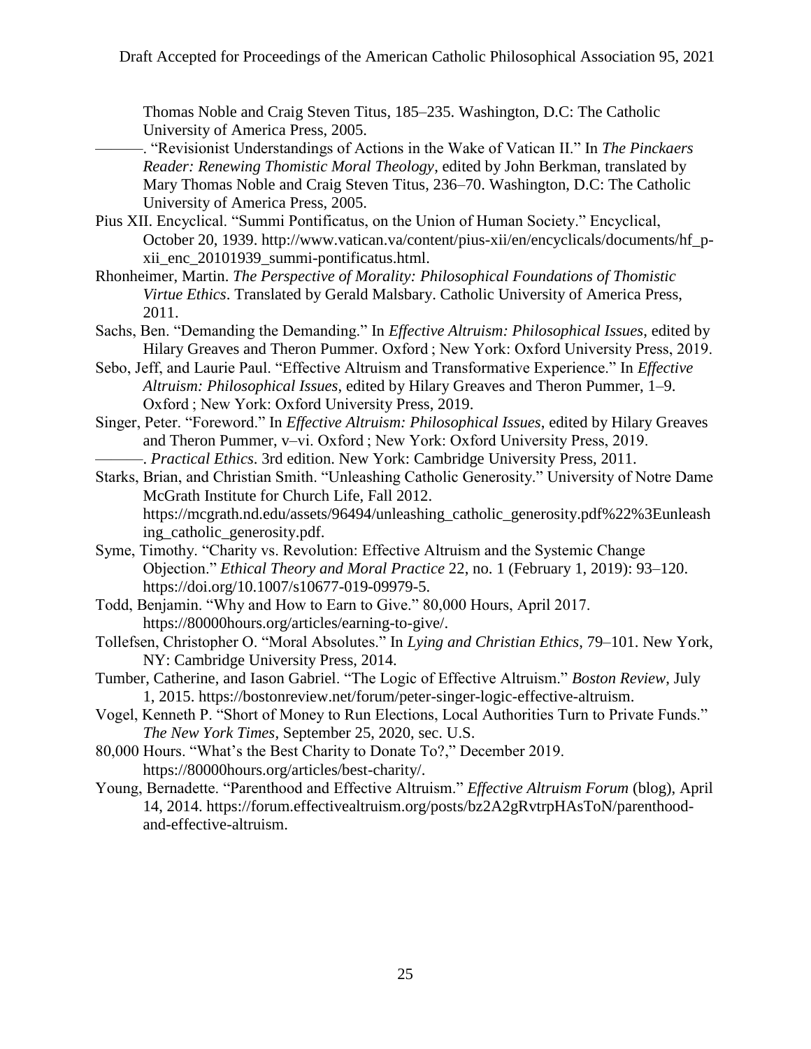Thomas Noble and Craig Steven Titus, 185–235. Washington, D.C: The Catholic University of America Press, 2005.

———. “Revisionist Understandings of Actions in the Wake of Vatican II.” In *The Pinckaers Reader: Renewing Thomistic Moral Theology*, edited by John Berkman, translated by Mary Thomas Noble and Craig Steven Titus, 236–70. Washington, D.C: The Catholic University of America Press, 2005.

Pius XII. Encyclical. “Summi Pontificatus, on the Union of Human Society.” Encyclical, October 20, 1939. http://www.vatican.va/content/pius-xii/en/encyclicals/documents/hf_p-xii_enc_20101939_summi-pontificatus.html.

Rhonheimer, Martin. *The Perspective of Morality: Philosophical Foundations of Thomistic Virtue Ethics*. Translated by Gerald Malsbary. Catholic University of America Press, 2011.

Sachs, Ben. “Demanding the Demanding.” In *Effective Altruism: Philosophical Issues*, edited by Hilary Greaves and Theron Pummer. Oxford ; New York: Oxford University Press, 2019.

Sebo, Jeff, and Laurie Paul. “Effective Altruism and Transformative Experience.” In *Effective Altruism: Philosophical Issues*, edited by Hilary Greaves and Theron Pummer, 1–9. Oxford ; New York: Oxford University Press, 2019.

Singer, Peter. “Foreword.” In *Effective Altruism: Philosophical Issues*, edited by Hilary Greaves and Theron Pummer, v–vi. Oxford ; New York: Oxford University Press, 2019.

———. *Practical Ethics*. 3rd edition. New York: Cambridge University Press, 2011.

Starks, Brian, and Christian Smith. “Unleashing Catholic Generosity.” University of Notre Dame McGrath Institute for Church Life, Fall 2012. https://mcgrath.nd.edu/assets/96494/unleashing_catholic_generosity.pdf%22%3Eunleashing_catholic_generosity.pdf.

Syme, Timothy. “Charity vs. Revolution: Effective Altruism and the Systemic Change Objection.” *Ethical Theory and Moral Practice* 22, no. 1 (February 1, 2019): 93–120. https://doi.org/10.1007/s10677-019-09979-5.

Todd, Benjamin. “Why and How to Earn to Give.” 80,000 Hours, April 2017. https://80000hours.org/articles/earning-to-give/.

Tollefsen, Christopher O. “Moral Absolutes.” In *Lying and Christian Ethics*, 79–101. New York, NY: Cambridge University Press, 2014.

Tumber, Catherine, and Iason Gabriel. “The Logic of Effective Altruism.” *Boston Review*, July 1, 2015. https://bostonreview.net/forum/peter-singer-logic-effective-altruism.

Vogel, Kenneth P. “Short of Money to Run Elections, Local Authorities Turn to Private Funds.” *The New York Times*, September 25, 2020, sec. U.S.

80,000 Hours. “What’s the Best Charity to Donate To?,” December 2019. https://80000hours.org/articles/best-charity/.

Young, Bernadette. “Parenthood and Effective Altruism.” *Effective Altruism Forum* (blog), April 14, 2014. https://forum.effectivealtruism.org/posts/bz2A2gRvtrpHAsToN/parenthood-and-effective-altruism.